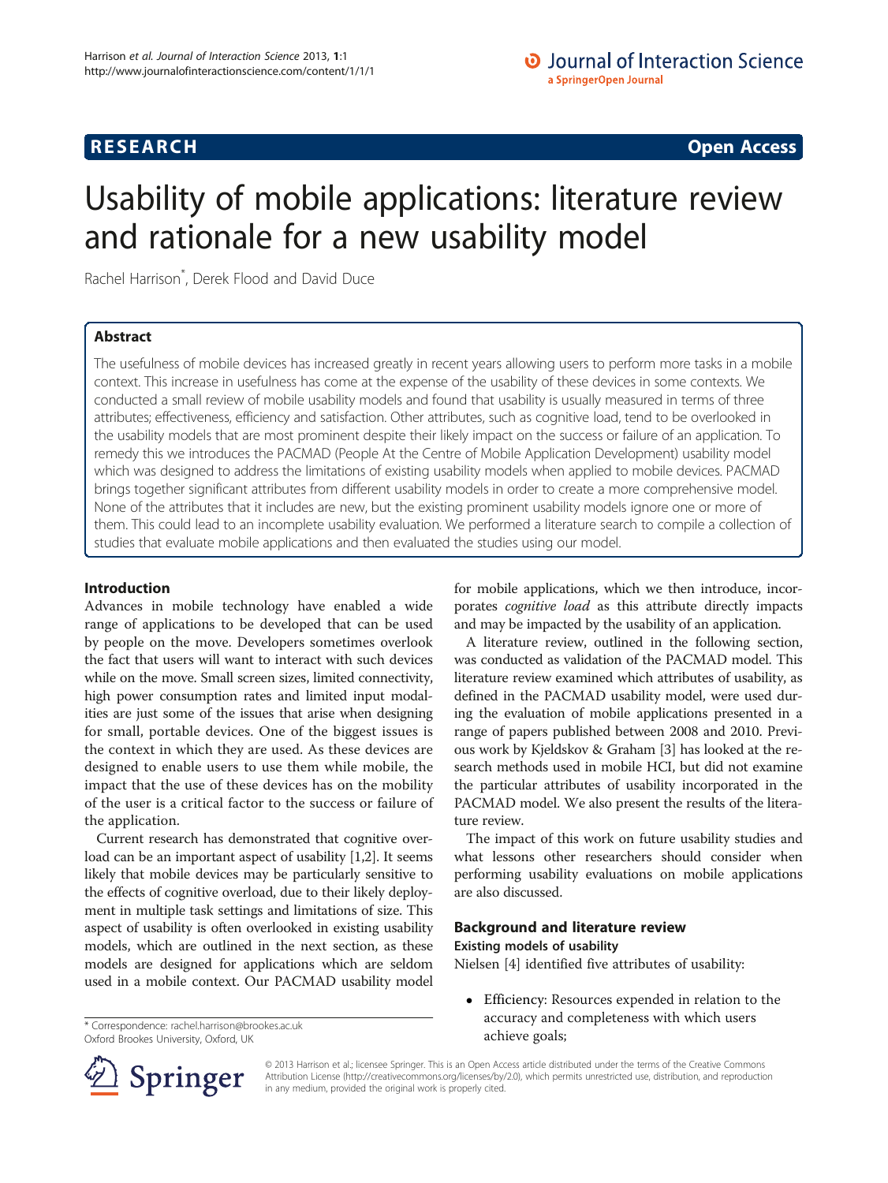**RESEARCH** **Open Access**

# Usability of mobile applications: literature review and rationale for a new usability model

Rachel Harrison*, Derek Flood and David Duce

## Abstract

The usefulness of mobile devices has increased greatly in recent years allowing users to perform more tasks in a mobile context. This increase in usefulness has come at the expense of the usability of these devices in some contexts. We conducted a small review of mobile usability models and found that usability is usually measured in terms of three attributes; effectiveness, efficiency and satisfaction. Other attributes, such as cognitive load, tend to be overlooked in the usability models that are most prominent despite their likely impact on the success or failure of an application. To remedy this we introduces the PACMAD (People At the Centre of Mobile Application Development) usability model which was designed to address the limitations of existing usability models when applied to mobile devices. PACMAD brings together significant attributes from different usability models in order to create a more comprehensive model. None of the attributes that it includes are new, but the existing prominent usability models ignore one or more of them. This could lead to an incomplete usability evaluation. We performed a literature search to compile a collection of studies that evaluate mobile applications and then evaluated the studies using our model.

## Introduction

Advances in mobile technology have enabled a wide range of applications to be developed that can be used by people on the move. Developers sometimes overlook the fact that users will want to interact with such devices while on the move. Small screen sizes, limited connectivity, high power consumption rates and limited input modalities are just some of the issues that arise when designing for small, portable devices. One of the biggest issues is the context in which they are used. As these devices are designed to enable users to use them while mobile, the impact that the use of these devices has on the mobility of the user is a critical factor to the success or failure of the application.

Current research has demonstrated that cognitive overload can be an important aspect of usability [1,2]. It seems likely that mobile devices may be particularly sensitive to the effects of cognitive overload, due to their likely deployment in multiple task settings and limitations of size. This aspect of usability is often overlooked in existing usability models, which are outlined in the next section, as these models are designed for applications which are seldom used in a mobile context. Our PACMAD usability model for mobile applications, which we then introduce, incorporates *cognitive load* as this attribute directly impacts and may be impacted by the usability of an application.

A literature review, outlined in the following section, was conducted as validation of the PACMAD model. This literature review examined which attributes of usability, as defined in the PACMAD usability model, were used during the evaluation of mobile applications presented in a range of papers published between 2008 and 2010. Previous work by Kjeldskov & Graham [3] has looked at the research methods used in mobile HCI, but did not examine the particular attributes of usability incorporated in the PACMAD model. We also present the results of the literature review.

The impact of this work on future usability studies and what lessons other researchers should consider when performing usability evaluations on mobile applications are also discussed.

## Background and literature review

### Existing models of usability

Nielsen [4] identified five attributes of usability:

- Efficiency: Resources expended in relation to the accuracy and completeness with which users achieve goals;

\* Correspondence: rachel.harrison@brookes.ac.uk
Oxford Brookes University, Oxford, UK

© 2013 Harrison et al.; licensee Springer. This is an Open Access article distributed under the terms of the Creative Commons Attribution License (http://creativecommons.org/licenses/by/2.0), which permits unrestricted use, distribution, and reproduction in any medium, provided the original work is properly cited.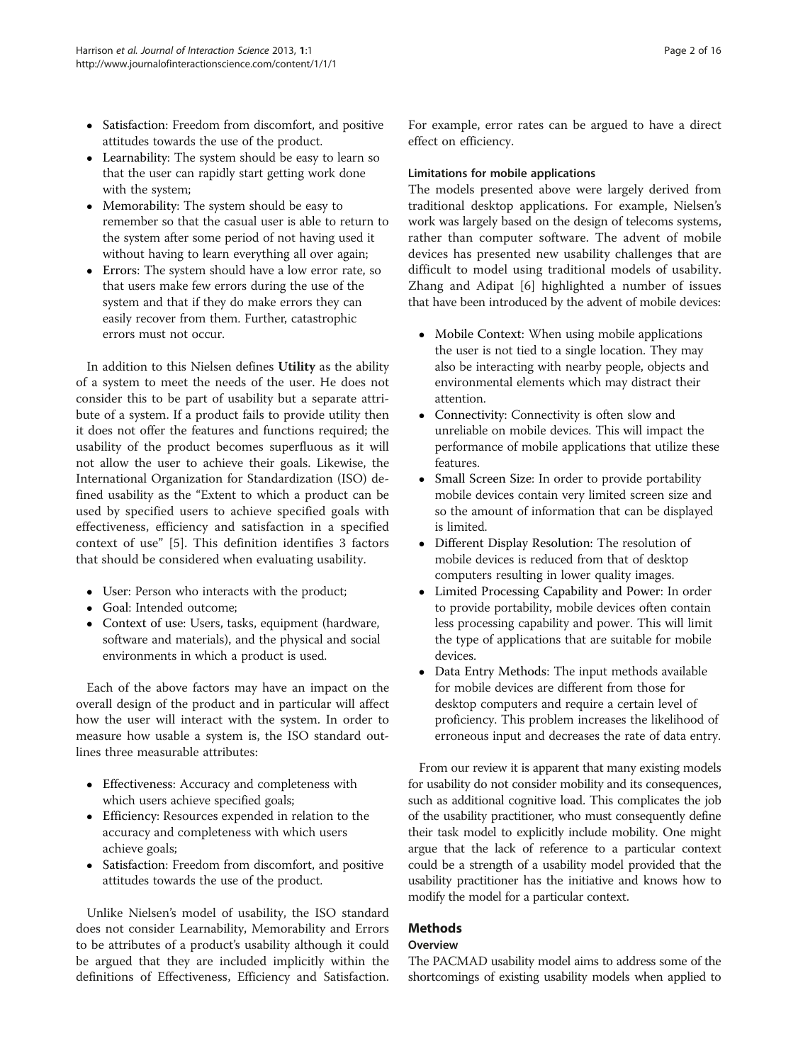- Satisfaction: Freedom from discomfort, and positive attitudes towards the use of the product.
- Learnability: The system should be easy to learn so that the user can rapidly start getting work done with the system;
- Memorability: The system should be easy to remember so that the casual user is able to return to the system after some period of not having used it without having to learn everything all over again;
- Errors: The system should have a low error rate, so that users make few errors during the use of the system and that if they do make errors they can easily recover from them. Further, catastrophic errors must not occur.

In addition to this Nielsen defines **Utility** as the ability of a system to meet the needs of the user. He does not consider this to be part of usability but a separate attribute of a system. If a product fails to provide utility then it does not offer the features and functions required; the usability of the product becomes superfluous as it will not allow the user to achieve their goals. Likewise, the International Organization for Standardization (ISO) defined usability as the "Extent to which a product can be used by specified users to achieve specified goals with effectiveness, efficiency and satisfaction in a specified context of use" [5]. This definition identifies 3 factors that should be considered when evaluating usability.

- User: Person who interacts with the product;
- Goal: Intended outcome;
- Context of use: Users, tasks, equipment (hardware, software and materials), and the physical and social environments in which a product is used.

Each of the above factors may have an impact on the overall design of the product and in particular will affect how the user will interact with the system. In order to measure how usable a system is, the ISO standard outlines three measurable attributes:

- Effectiveness: Accuracy and completeness with which users achieve specified goals;
- Efficiency: Resources expended in relation to the accuracy and completeness with which users achieve goals;
- Satisfaction: Freedom from discomfort, and positive attitudes towards the use of the product.

Unlike Nielsen's model of usability, the ISO standard does not consider Learnability, Memorability and Errors to be attributes of a product's usability although it could be argued that they are included implicitly within the definitions of Effectiveness, Efficiency and Satisfaction. For example, error rates can be argued to have a direct effect on efficiency.

### Limitations for mobile applications

The models presented above were largely derived from traditional desktop applications. For example, Nielsen's work was largely based on the design of telecoms systems, rather than computer software. The advent of mobile devices has presented new usability challenges that are difficult to model using traditional models of usability. Zhang and Adipat [6] highlighted a number of issues that have been introduced by the advent of mobile devices:

- Mobile Context: When using mobile applications the user is not tied to a single location. They may also be interacting with nearby people, objects and environmental elements which may distract their attention.
- Connectivity: Connectivity is often slow and unreliable on mobile devices. This will impact the performance of mobile applications that utilize these features.
- Small Screen Size: In order to provide portability mobile devices contain very limited screen size and so the amount of information that can be displayed is limited.
- Different Display Resolution: The resolution of mobile devices is reduced from that of desktop computers resulting in lower quality images.
- Limited Processing Capability and Power: In order to provide portability, mobile devices often contain less processing capability and power. This will limit the type of applications that are suitable for mobile devices.
- Data Entry Methods: The input methods available for mobile devices are different from those for desktop computers and require a certain level of proficiency. This problem increases the likelihood of erroneous input and decreases the rate of data entry.

From our review it is apparent that many existing models for usability do not consider mobility and its consequences, such as additional cognitive load. This complicates the job of the usability practitioner, who must consequently define their task model to explicitly include mobility. One might argue that the lack of reference to a particular context could be a strength of a usability model provided that the usability practitioner has the initiative and knows how to modify the model for a particular context.

## Methods

### Overview

The PACMAD usability model aims to address some of the shortcomings of existing usability models when applied to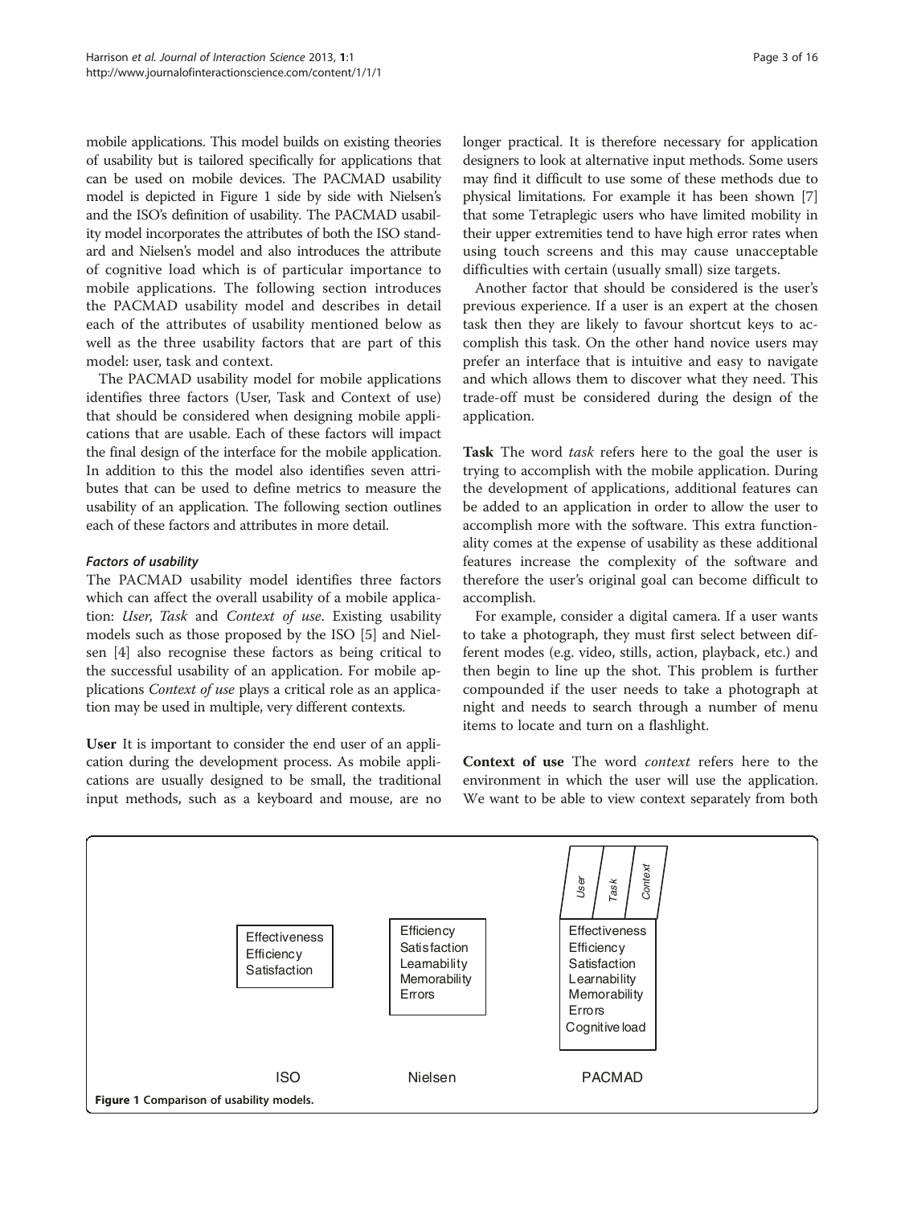mobile applications. This model builds on existing theories of usability but is tailored specifically for applications that can be used on mobile devices. The PACMAD usability model is depicted in Figure 1 side by side with Nielsen's and the ISO's definition of usability. The PACMAD usability model incorporates the attributes of both the ISO standard and Nielsen's model and also introduces the attribute of cognitive load which is of particular importance to mobile applications. The following section introduces the PACMAD usability model and describes in detail each of the attributes of usability mentioned below as well as the three usability factors that are part of this model: user, task and context.

The PACMAD usability model for mobile applications identifies three factors (User, Task and Context of use) that should be considered when designing mobile applications that are usable. Each of these factors will impact the final design of the interface for the mobile application. In addition to this the model also identifies seven attributes that can be used to define metrics to measure the usability of an application. The following section outlines each of these factors and attributes in more detail.

#### *Factors of usability*

The PACMAD usability model identifies three factors which can affect the overall usability of a mobile application: *User*, *Task* and *Context of use*. Existing usability models such as those proposed by the ISO [5] and Nielsen [4] also recognise these factors as being critical to the successful usability of an application. For mobile applications *Context of use* plays a critical role as an application may be used in multiple, very different contexts.

**User** It is important to consider the end user of an application during the development process. As mobile applications are usually designed to be small, the traditional input methods, such as a keyboard and mouse, are no longer practical. It is therefore necessary for application designers to look at alternative input methods. Some users may find it difficult to use some of these methods due to physical limitations. For example it has been shown [7] that some Tetraplegic users who have limited mobility in their upper extremities tend to have high error rates when using touch screens and this may cause unacceptable difficulties with certain (usually small) size targets.

Another factor that should be considered is the user's previous experience. If a user is an expert at the chosen task then they are likely to favour shortcut keys to accomplish this task. On the other hand novice users may prefer an interface that is intuitive and easy to navigate and which allows them to discover what they need. This trade-off must be considered during the design of the application.

**Task** The word *task* refers here to the goal the user is trying to accomplish with the mobile application. During the development of applications, additional features can be added to an application in order to allow the user to accomplish more with the software. This extra functionality comes at the expense of usability as these additional features increase the complexity of the software and therefore the user's original goal can become difficult to accomplish.

For example, consider a digital camera. If a user wants to take a photograph, they must first select between different modes (e.g. video, stills, action, playback, etc.) and then begin to line up the shot. This problem is further compounded if the user needs to take a photograph at night and needs to search through a number of menu items to locate and turn on a flashlight.

**Context of use** The word *context* refers here to the environment in which the user will use the application. We want to be able to view context separately from both

| ISO | Nielsen | PACMAD (User, Task, Context) |
|---|---|---|
| Effectiveness | Efficiency | Effectiveness |
| Efficiency | Satisfaction | Efficiency |
| Satisfaction | Learnability | Satisfaction |
| | Memorability | Learnability |
| | Errors | Memorability |
| | | Errors |
| | | Cognitive load |

**Figure 1 Comparison of usability models.**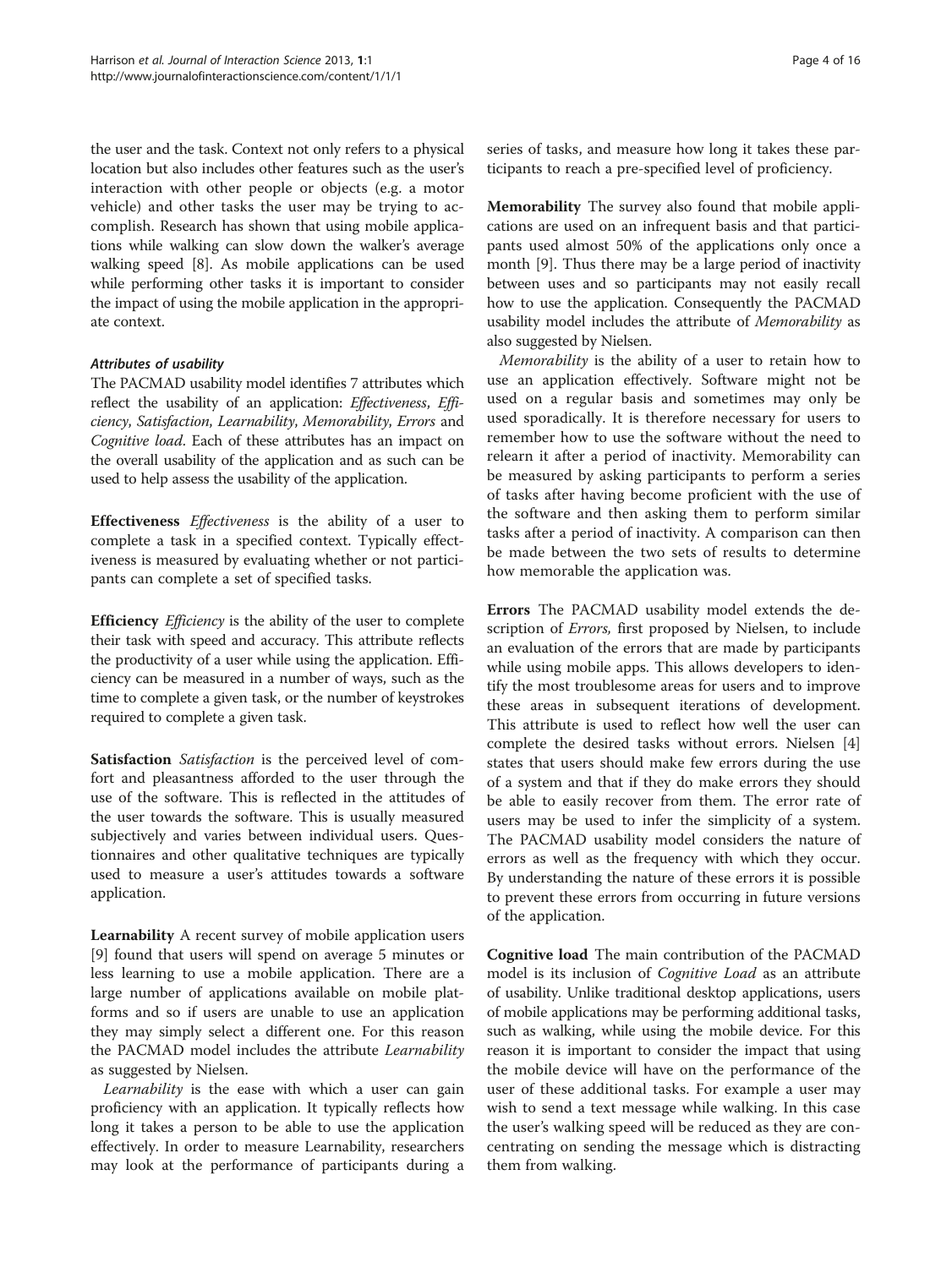the user and the task. Context not only refers to a physical location but also includes other features such as the user's interaction with other people or objects (e.g. a motor vehicle) and other tasks the user may be trying to accomplish. Research has shown that using mobile applications while walking can slow down the walker's average walking speed [8]. As mobile applications can be used while performing other tasks it is important to consider the impact of using the mobile application in the appropriate context.

#### *Attributes of usability*

The PACMAD usability model identifies 7 attributes which reflect the usability of an application: *Effectiveness*, *Efficiency*, *Satisfaction*, *Learnability*, *Memorability*, *Errors* and *Cognitive load*. Each of these attributes has an impact on the overall usability of the application and as such can be used to help assess the usability of the application.

**Effectiveness** *Effectiveness* is the ability of a user to complete a task in a specified context. Typically effectiveness is measured by evaluating whether or not participants can complete a set of specified tasks.

**Efficiency** *Efficiency* is the ability of the user to complete their task with speed and accuracy. This attribute reflects the productivity of a user while using the application. Efficiency can be measured in a number of ways, such as the time to complete a given task, or the number of keystrokes required to complete a given task.

**Satisfaction** *Satisfaction* is the perceived level of comfort and pleasantness afforded to the user through the use of the software. This is reflected in the attitudes of the user towards the software. This is usually measured subjectively and varies between individual users. Questionnaires and other qualitative techniques are typically used to measure a user's attitudes towards a software application.

**Learnability** A recent survey of mobile application users [9] found that users will spend on average 5 minutes or less learning to use a mobile application. There are a large number of applications available on mobile platforms and so if users are unable to use an application they may simply select a different one. For this reason the PACMAD model includes the attribute *Learnability* as suggested by Nielsen.

*Learnability* is the ease with which a user can gain proficiency with an application. It typically reflects how long it takes a person to be able to use the application effectively. In order to measure Learnability, researchers may look at the performance of participants during a series of tasks, and measure how long it takes these participants to reach a pre-specified level of proficiency.

**Memorability** The survey also found that mobile applications are used on an infrequent basis and that participants used almost 50% of the applications only once a month [9]. Thus there may be a large period of inactivity between uses and so participants may not easily recall how to use the application. Consequently the PACMAD usability model includes the attribute of *Memorability* as also suggested by Nielsen.

*Memorability* is the ability of a user to retain how to use an application effectively. Software might not be used on a regular basis and sometimes may only be used sporadically. It is therefore necessary for users to remember how to use the software without the need to relearn it after a period of inactivity. Memorability can be measured by asking participants to perform a series of tasks after having become proficient with the use of the software and then asking them to perform similar tasks after a period of inactivity. A comparison can then be made between the two sets of results to determine how memorable the application was.

**Errors** The PACMAD usability model extends the description of *Errors,* first proposed by Nielsen, to include an evaluation of the errors that are made by participants while using mobile apps. This allows developers to identify the most troublesome areas for users and to improve these areas in subsequent iterations of development. This attribute is used to reflect how well the user can complete the desired tasks without errors. Nielsen [4] states that users should make few errors during the use of a system and that if they do make errors they should be able to easily recover from them. The error rate of users may be used to infer the simplicity of a system. The PACMAD usability model considers the nature of errors as well as the frequency with which they occur. By understanding the nature of these errors it is possible to prevent these errors from occurring in future versions of the application.

**Cognitive load** The main contribution of the PACMAD model is its inclusion of *Cognitive Load* as an attribute of usability. Unlike traditional desktop applications, users of mobile applications may be performing additional tasks, such as walking, while using the mobile device. For this reason it is important to consider the impact that using the mobile device will have on the performance of the user of these additional tasks. For example a user may wish to send a text message while walking. In this case the user's walking speed will be reduced as they are concentrating on sending the message which is distracting them from walking.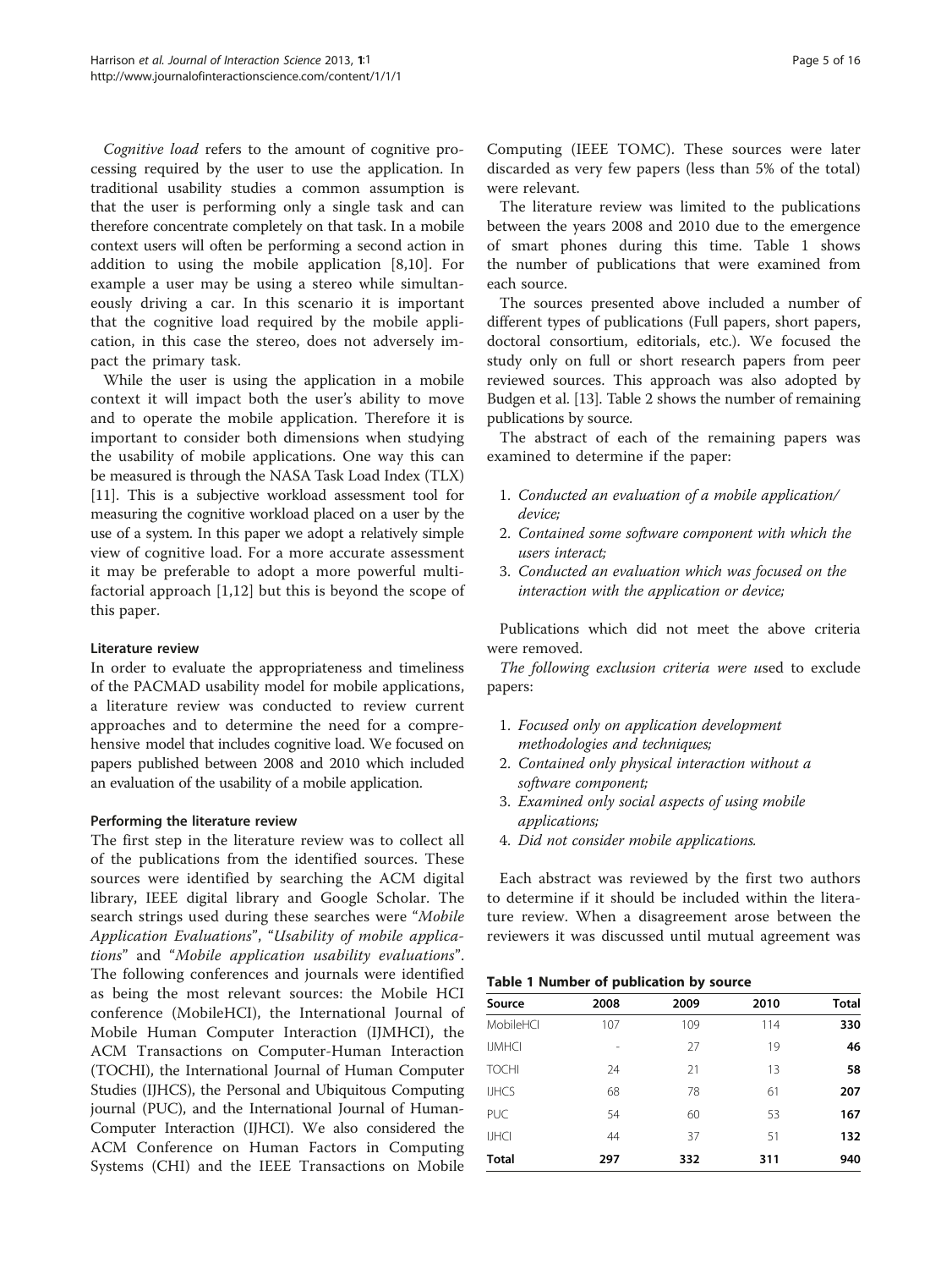*Cognitive load* refers to the amount of cognitive processing required by the user to use the application. In traditional usability studies a common assumption is that the user is performing only a single task and can therefore concentrate completely on that task. In a mobile context users will often be performing a second action in addition to using the mobile application [8,10]. For example a user may be using a stereo while simultaneously driving a car. In this scenario it is important that the cognitive load required by the mobile application, in this case the stereo, does not adversely impact the primary task.

While the user is using the application in a mobile context it will impact both the user's ability to move and to operate the mobile application. Therefore it is important to consider both dimensions when studying the usability of mobile applications. One way this can be measured is through the NASA Task Load Index (TLX) [11]. This is a subjective workload assessment tool for measuring the cognitive workload placed on a user by the use of a system. In this paper we adopt a relatively simple view of cognitive load. For a more accurate assessment it may be preferable to adopt a more powerful multifactorial approach [1,12] but this is beyond the scope of this paper.

## Literature review

In order to evaluate the appropriateness and timeliness of the PACMAD usability model for mobile applications, a literature review was conducted to review current approaches and to determine the need for a comprehensive model that includes cognitive load. We focused on papers published between 2008 and 2010 which included an evaluation of the usability of a mobile application.

### Performing the literature review

The first step in the literature review was to collect all of the publications from the identified sources. These sources were identified by searching the ACM digital library, IEEE digital library and Google Scholar. The search strings used during these searches were "*Mobile Application Evaluations*", "*Usability of mobile applications*" and "*Mobile application usability evaluations*". The following conferences and journals were identified as being the most relevant sources: the Mobile HCI conference (MobileHCI), the International Journal of Mobile Human Computer Interaction (IJMHCI), the ACM Transactions on Computer-Human Interaction (TOCHI), the International Journal of Human Computer Studies (IJHCS), the Personal and Ubiquitous Computing journal (PUC), and the International Journal of Human-Computer Interaction (IJHCI). We also considered the ACM Conference on Human Factors in Computing Systems (CHI) and the IEEE Transactions on Mobile Computing (IEEE TOMC). These sources were later discarded as very few papers (less than 5% of the total) were relevant.

The literature review was limited to the publications between the years 2008 and 2010 due to the emergence of smart phones during this time. Table 1 shows the number of publications that were examined from each source.

The sources presented above included a number of different types of publications (Full papers, short papers, doctoral consortium, editorials, etc.). We focused the study only on full or short research papers from peer reviewed sources. This approach was also adopted by Budgen et al. [13]. Table 2 shows the number of remaining publications by source.

The abstract of each of the remaining papers was examined to determine if the paper:

1. *Conducted an evaluation of a mobile application/ device;*
2. *Contained some software component with which the users interact;*
3. *Conducted an evaluation which was focused on the interaction with the application or device;*

Publications which did not meet the above criteria were removed.

*The following exclusion criteria were u*sed to exclude papers:

1. *Focused only on application development methodologies and techniques;*
2. *Contained only physical interaction without a software component;*
3. *Examined only social aspects of using mobile applications;*
4. *Did not consider mobile applications.*

Each abstract was reviewed by the first two authors to determine if it should be included within the literature review. When a disagreement arose between the reviewers it was discussed until mutual agreement was

**Table 1 Number of publication by source**

| Source | 2008 | 2009 | 2010 | Total |
|---|---|---|---|---|
| MobileHCI | 107 | 109 | 114 | **330** |
| IJMHCI | - | 27 | 19 | **46** |
| TOCHI | 24 | 21 | 13 | **58** |
| IJHCS | 68 | 78 | 61 | **207** |
| PUC | 54 | 60 | 53 | **167** |
| IJHCI | 44 | 37 | 51 | **132** |
| **Total** | **297** | **332** | **311** | **940** |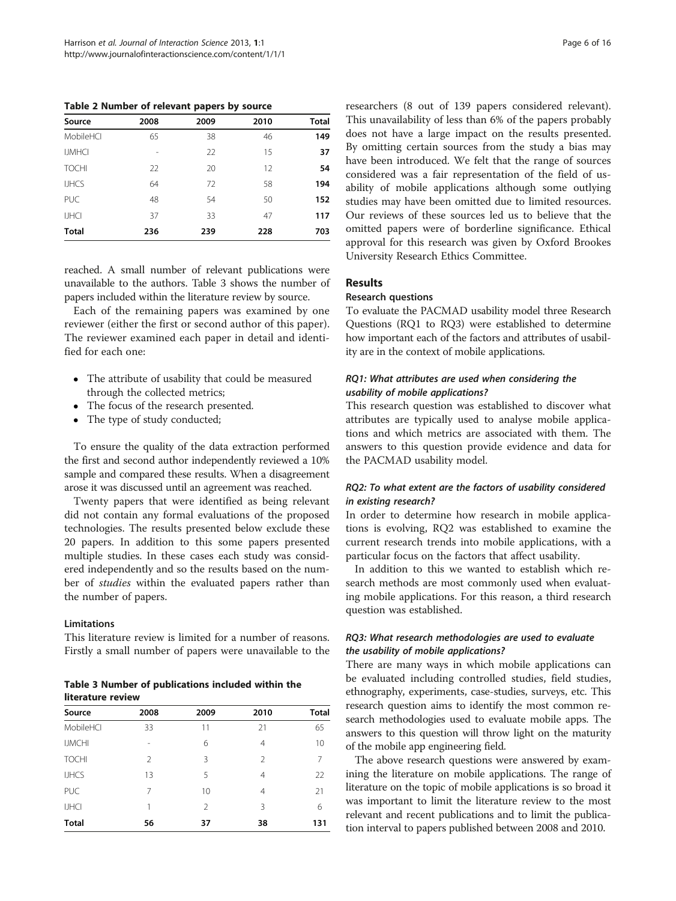**Table 2 Number of relevant papers by source**

| Source | 2008 | 2009 | 2010 | Total |
|---|---|---|---|---|
| MobileHCI | 65 | 38 | 46 | **149** |
| IJMHCI | - | 22 | 15 | **37** |
| TOCHI | 22 | 20 | 12 | **54** |
| IJHCS | 64 | 72 | 58 | **194** |
| PUC | 48 | 54 | 50 | **152** |
| IJHCI | 37 | 33 | 47 | **117** |
| **Total** | **236** | **239** | **228** | **703** |

reached. A small number of relevant publications were unavailable to the authors. Table 3 shows the number of papers included within the literature review by source.

Each of the remaining papers was examined by one reviewer (either the first or second author of this paper). The reviewer examined each paper in detail and identified for each one:

- The attribute of usability that could be measured through the collected metrics;
- The focus of the research presented.
- The type of study conducted;

To ensure the quality of the data extraction performed the first and second author independently reviewed a 10% sample and compared these results. When a disagreement arose it was discussed until an agreement was reached.

Twenty papers that were identified as being relevant did not contain any formal evaluations of the proposed technologies. The results presented below exclude these 20 papers. In addition to this some papers presented multiple studies. In these cases each study was considered independently and so the results based on the number of *studies* within the evaluated papers rather than the number of papers.

### Limitations

This literature review is limited for a number of reasons. Firstly a small number of papers were unavailable to the researchers (8 out of 139 papers considered relevant). This unavailability of less than 6% of the papers probably does not have a large impact on the results presented. By omitting certain sources from the study a bias may have been introduced. We felt that the range of sources considered was a fair representation of the field of usability of mobile applications although some outlying studies may have been omitted due to limited resources. Our reviews of these sources led us to believe that the omitted papers were of borderline significance. Ethical approval for this research was given by Oxford Brookes University Research Ethics Committee.

**Table 3 Number of publications included within the literature review**

| Source | 2008 | 2009 | 2010 | Total |
|---|---|---|---|---|
| MobileHCI | 33 | 11 | 21 | 65 |
| IJMCHI | - | 6 | 4 | 10 |
| TOCHI | 2 | 3 | 2 | 7 |
| IJHCS | 13 | 5 | 4 | 22 |
| PUC | 7 | 10 | 4 | 21 |
| IJHCI | 1 | 2 | 3 | 6 |
| **Total** | **56** | **37** | **38** | **131** |

## Results

### Research questions

To evaluate the PACMAD usability model three Research Questions (RQ1 to RQ3) were established to determine how important each of the factors and attributes of usability are in the context of mobile applications.

#### *RQ1: What attributes are used when considering the usability of mobile applications?*

This research question was established to discover what attributes are typically used to analyse mobile applications and which metrics are associated with them. The answers to this question provide evidence and data for the PACMAD usability model.

#### *RQ2: To what extent are the factors of usability considered in existing research?*

In order to determine how research in mobile applications is evolving, RQ2 was established to examine the current research trends into mobile applications, with a particular focus on the factors that affect usability.

In addition to this we wanted to establish which research methods are most commonly used when evaluating mobile applications. For this reason, a third research question was established.

#### *RQ3: What research methodologies are used to evaluate the usability of mobile applications?*

There are many ways in which mobile applications can be evaluated including controlled studies, field studies, ethnography, experiments, case-studies, surveys, etc. This research question aims to identify the most common research methodologies used to evaluate mobile apps. The answers to this question will throw light on the maturity of the mobile app engineering field.

The above research questions were answered by examining the literature on mobile applications. The range of literature on the topic of mobile applications is so broad it was important to limit the literature review to the most relevant and recent publications and to limit the publication interval to papers published between 2008 and 2010.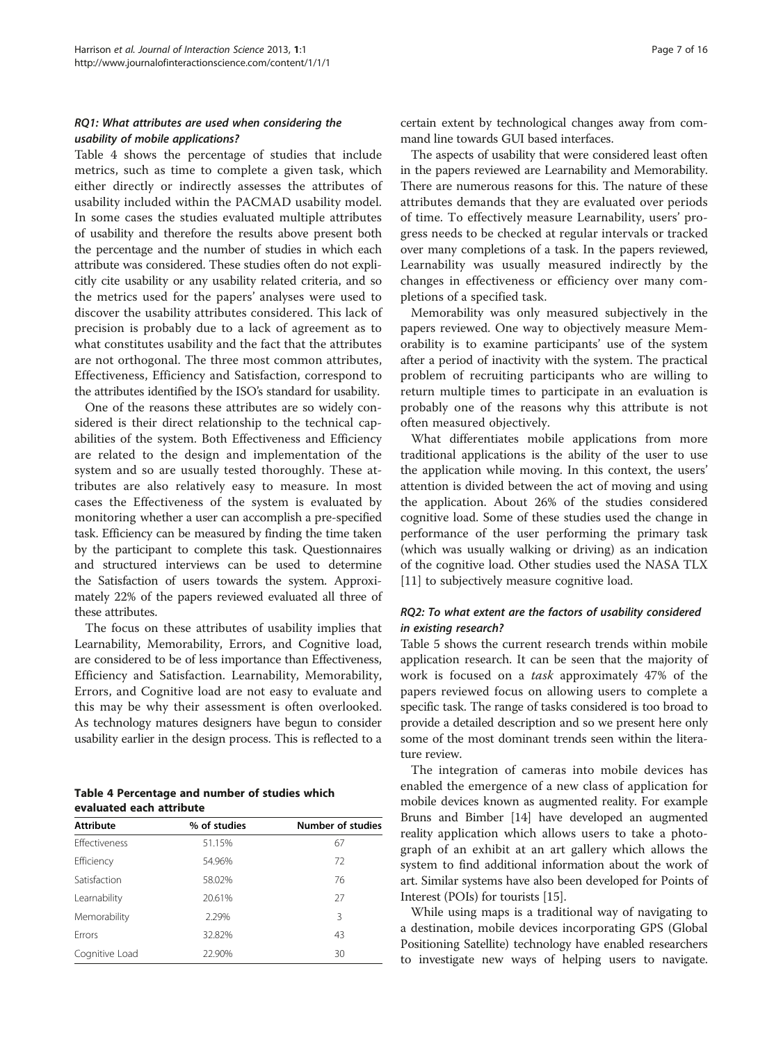### *RQ1: What attributes are used when considering the usability of mobile applications?*

Table 4 shows the percentage of studies that include metrics, such as time to complete a given task, which either directly or indirectly assesses the attributes of usability included within the PACMAD usability model. In some cases the studies evaluated multiple attributes of usability and therefore the results above present both the percentage and the number of studies in which each attribute was considered. These studies often do not explicitly cite usability or any usability related criteria, and so the metrics used for the papers' analyses were used to discover the usability attributes considered. This lack of precision is probably due to a lack of agreement as to what constitutes usability and the fact that the attributes are not orthogonal. The three most common attributes, Effectiveness, Efficiency and Satisfaction, correspond to the attributes identified by the ISO's standard for usability.

One of the reasons these attributes are so widely considered is their direct relationship to the technical capabilities of the system. Both Effectiveness and Efficiency are related to the design and implementation of the system and so are usually tested thoroughly. These attributes are also relatively easy to measure. In most cases the Effectiveness of the system is evaluated by monitoring whether a user can accomplish a pre-specified task. Efficiency can be measured by finding the time taken by the participant to complete this task. Questionnaires and structured interviews can be used to determine the Satisfaction of users towards the system. Approximately 22% of the papers reviewed evaluated all three of these attributes.

The focus on these attributes of usability implies that Learnability, Memorability, Errors, and Cognitive load, are considered to be of less importance than Effectiveness, Efficiency and Satisfaction. Learnability, Memorability, Errors, and Cognitive load are not easy to evaluate and this may be why their assessment is often overlooked. As technology matures designers have begun to consider usability earlier in the design process. This is reflected to a certain extent by technological changes away from command line towards GUI based interfaces.

**Table 4 Percentage and number of studies which evaluated each attribute**

| Attribute | % of studies | Number of studies |
|---|---|---|
| Effectiveness | 51.15% | 67 |
| Efficiency | 54.96% | 72 |
| Satisfaction | 58.02% | 76 |
| Learnability | 20.61% | 27 |
| Memorability | 2.29% | 3 |
| Errors | 32.82% | 43 |
| Cognitive Load | 22.90% | 30 |

The aspects of usability that were considered least often in the papers reviewed are Learnability and Memorability. There are numerous reasons for this. The nature of these attributes demands that they are evaluated over periods of time. To effectively measure Learnability, users' progress needs to be checked at regular intervals or tracked over many completions of a task. In the papers reviewed, Learnability was usually measured indirectly by the changes in effectiveness or efficiency over many completions of a specified task.

Memorability was only measured subjectively in the papers reviewed. One way to objectively measure Memorability is to examine participants' use of the system after a period of inactivity with the system. The practical problem of recruiting participants who are willing to return multiple times to participate in an evaluation is probably one of the reasons why this attribute is not often measured objectively.

What differentiates mobile applications from more traditional applications is the ability of the user to use the application while moving. In this context, the users' attention is divided between the act of moving and using the application. About 26% of the studies considered cognitive load. Some of these studies used the change in performance of the user performing the primary task (which was usually walking or driving) as an indication of the cognitive load. Other studies used the NASA TLX [11] to subjectively measure cognitive load.

### *RQ2: To what extent are the factors of usability considered in existing research?*

Table 5 shows the current research trends within mobile application research. It can be seen that the majority of work is focused on a *task* approximately 47% of the papers reviewed focus on allowing users to complete a specific task. The range of tasks considered is too broad to provide a detailed description and so we present here only some of the most dominant trends seen within the literature review.

The integration of cameras into mobile devices has enabled the emergence of a new class of application for mobile devices known as augmented reality. For example Bruns and Bimber [14] have developed an augmented reality application which allows users to take a photograph of an exhibit at an art gallery which allows the system to find additional information about the work of art. Similar systems have also been developed for Points of Interest (POIs) for tourists [15].

While using maps is a traditional way of navigating to a destination, mobile devices incorporating GPS (Global Positioning Satellite) technology have enabled researchers to investigate new ways of helping users to navigate.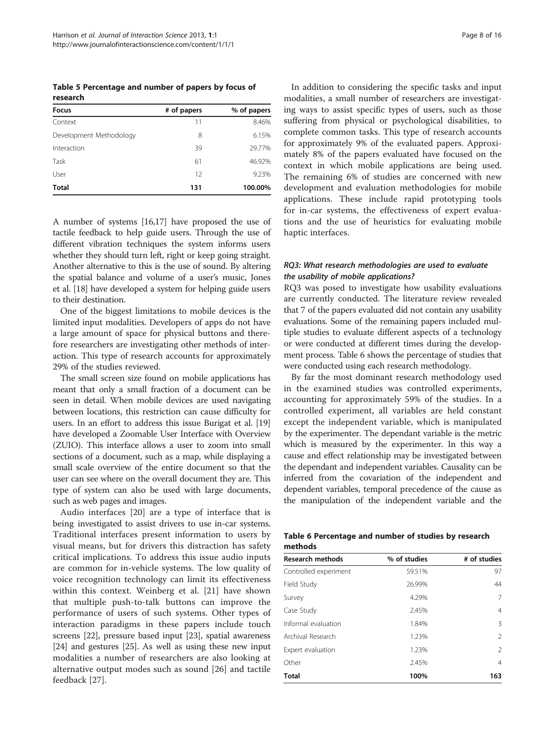**Table 5 Percentage and number of papers by focus of research**

| Focus | # of papers | % of papers |
|---|---|---|
| Context | 11 | 8.46% |
| Development Methodology | 8 | 6.15% |
| Interaction | 39 | 29.77% |
| Task | 61 | 46.92% |
| User | 12 | 9.23% |
| **Total** | **131** | **100.00%** |

A number of systems [16,17] have proposed the use of tactile feedback to help guide users. Through the use of different vibration techniques the system informs users whether they should turn left, right or keep going straight. Another alternative to this is the use of sound. By altering the spatial balance and volume of a user's music, Jones et al. [18] have developed a system for helping guide users to their destination.

One of the biggest limitations to mobile devices is the limited input modalities. Developers of apps do not have a large amount of space for physical buttons and therefore researchers are investigating other methods of interaction. This type of research accounts for approximately 29% of the studies reviewed.

The small screen size found on mobile applications has meant that only a small fraction of a document can be seen in detail. When mobile devices are used navigating between locations, this restriction can cause difficulty for users. In an effort to address this issue Burigat et al. [19] have developed a Zoomable User Interface with Overview (ZUIO). This interface allows a user to zoom into small sections of a document, such as a map, while displaying a small scale overview of the entire document so that the user can see where on the overall document they are. This type of system can also be used with large documents, such as web pages and images.

Audio interfaces [20] are a type of interface that is being investigated to assist drivers to use in-car systems. Traditional interfaces present information to users by visual means, but for drivers this distraction has safety critical implications. To address this issue audio inputs are common for in-vehicle systems. The low quality of voice recognition technology can limit its effectiveness within this context. Weinberg et al. [21] have shown that multiple push-to-talk buttons can improve the performance of users of such systems. Other types of interaction paradigms in these papers include touch screens [22], pressure based input [23], spatial awareness [24] and gestures [25]. As well as using these new input modalities a number of researchers are also looking at alternative output modes such as sound [26] and tactile feedback [27].

In addition to considering the specific tasks and input modalities, a small number of researchers are investigating ways to assist specific types of users, such as those suffering from physical or psychological disabilities, to complete common tasks. This type of research accounts for approximately 9% of the evaluated papers. Approximately 8% of the papers evaluated have focused on the context in which mobile applications are being used. The remaining 6% of studies are concerned with new development and evaluation methodologies for mobile applications. These include rapid prototyping tools for in-car systems, the effectiveness of expert evaluations and the use of heuristics for evaluating mobile haptic interfaces.

### *RQ3: What research methodologies are used to evaluate the usability of mobile applications?*

RQ3 was posed to investigate how usability evaluations are currently conducted. The literature review revealed that 7 of the papers evaluated did not contain any usability evaluations. Some of the remaining papers included multiple studies to evaluate different aspects of a technology or were conducted at different times during the development process. Table 6 shows the percentage of studies that were conducted using each research methodology.

By far the most dominant research methodology used in the examined studies was controlled experiments, accounting for approximately 59% of the studies. In a controlled experiment, all variables are held constant except the independent variable, which is manipulated by the experimenter. The dependant variable is the metric which is measured by the experimenter. In this way a cause and effect relationship may be investigated between the dependant and independent variables. Causality can be inferred from the covariation of the independent and dependent variables, temporal precedence of the cause as the manipulation of the independent variable and the

**Table 6 Percentage and number of studies by research methods**

| Research methods | % of studies | # of studies |
|---|---|---|
| Controlled experiment | 59.51% | 97 |
| Field Study | 26.99% | 44 |
| Survey | 4.29% | 7 |
| Case Study | 2.45% | 4 |
| Informal evaluation | 1.84% | 3 |
| Archival Research | 1.23% | 2 |
| Expert evaluation | 1.23% | 2 |
| Other | 2.45% | 4 |
| **Total** | **100%** | **163** |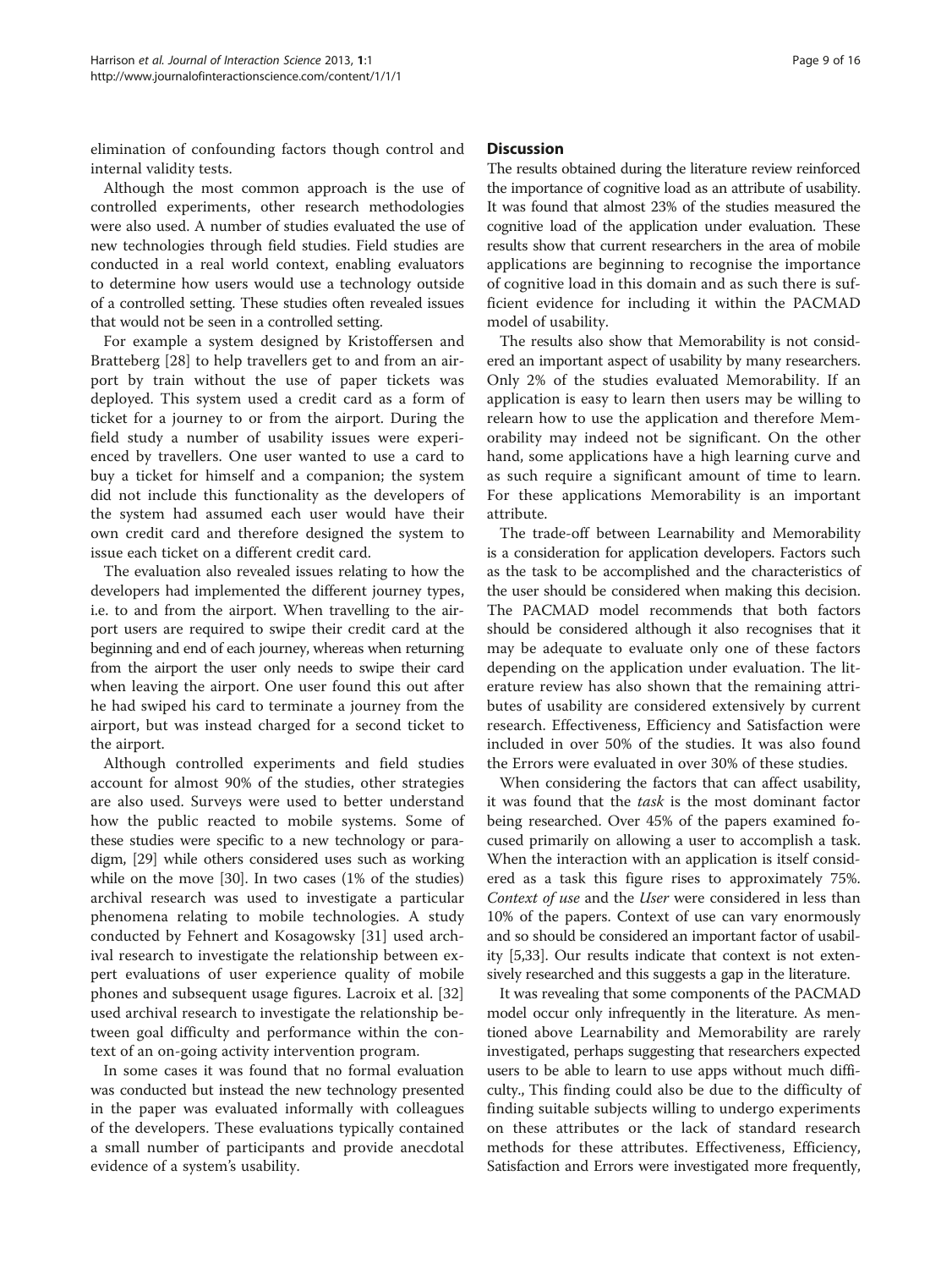elimination of confounding factors though control and internal validity tests.

Although the most common approach is the use of controlled experiments, other research methodologies were also used. A number of studies evaluated the use of new technologies through field studies. Field studies are conducted in a real world context, enabling evaluators to determine how users would use a technology outside of a controlled setting. These studies often revealed issues that would not be seen in a controlled setting.

For example a system designed by Kristoffersen and Bratteberg [28] to help travellers get to and from an airport by train without the use of paper tickets was deployed. This system used a credit card as a form of ticket for a journey to or from the airport. During the field study a number of usability issues were experienced by travellers. One user wanted to use a card to buy a ticket for himself and a companion; the system did not include this functionality as the developers of the system had assumed each user would have their own credit card and therefore designed the system to issue each ticket on a different credit card.

The evaluation also revealed issues relating to how the developers had implemented the different journey types, i.e. to and from the airport. When travelling to the airport users are required to swipe their credit card at the beginning and end of each journey, whereas when returning from the airport the user only needs to swipe their card when leaving the airport. One user found this out after he had swiped his card to terminate a journey from the airport, but was instead charged for a second ticket to the airport.

Although controlled experiments and field studies account for almost 90% of the studies, other strategies are also used. Surveys were used to better understand how the public reacted to mobile systems. Some of these studies were specific to a new technology or paradigm, [29] while others considered uses such as working while on the move [30]. In two cases (1% of the studies) archival research was used to investigate a particular phenomena relating to mobile technologies. A study conducted by Fehnert and Kosagowsky [31] used archival research to investigate the relationship between expert evaluations of user experience quality of mobile phones and subsequent usage figures. Lacroix et al. [32] used archival research to investigate the relationship between goal difficulty and performance within the context of an on-going activity intervention program.

In some cases it was found that no formal evaluation was conducted but instead the new technology presented in the paper was evaluated informally with colleagues of the developers. These evaluations typically contained a small number of participants and provide anecdotal evidence of a system's usability.

## Discussion

The results obtained during the literature review reinforced the importance of cognitive load as an attribute of usability. It was found that almost 23% of the studies measured the cognitive load of the application under evaluation. These results show that current researchers in the area of mobile applications are beginning to recognise the importance of cognitive load in this domain and as such there is sufficient evidence for including it within the PACMAD model of usability.

The results also show that Memorability is not considered an important aspect of usability by many researchers. Only 2% of the studies evaluated Memorability. If an application is easy to learn then users may be willing to relearn how to use the application and therefore Memorability may indeed not be significant. On the other hand, some applications have a high learning curve and as such require a significant amount of time to learn. For these applications Memorability is an important attribute.

The trade-off between Learnability and Memorability is a consideration for application developers. Factors such as the task to be accomplished and the characteristics of the user should be considered when making this decision. The PACMAD model recommends that both factors should be considered although it also recognises that it may be adequate to evaluate only one of these factors depending on the application under evaluation. The literature review has also shown that the remaining attributes of usability are considered extensively by current research. Effectiveness, Efficiency and Satisfaction were included in over 50% of the studies. It was also found the Errors were evaluated in over 30% of these studies.

When considering the factors that can affect usability, it was found that the *task* is the most dominant factor being researched. Over 45% of the papers examined focused primarily on allowing a user to accomplish a task. When the interaction with an application is itself considered as a task this figure rises to approximately 75%. *Context of use* and the *User* were considered in less than 10% of the papers. Context of use can vary enormously and so should be considered an important factor of usability [5,33]. Our results indicate that context is not extensively researched and this suggests a gap in the literature.

It was revealing that some components of the PACMAD model occur only infrequently in the literature. As mentioned above Learnability and Memorability are rarely investigated, perhaps suggesting that researchers expected users to be able to learn to use apps without much difficulty., This finding could also be due to the difficulty of finding suitable subjects willing to undergo experiments on these attributes or the lack of standard research methods for these attributes. Effectiveness, Efficiency, Satisfaction and Errors were investigated more frequently,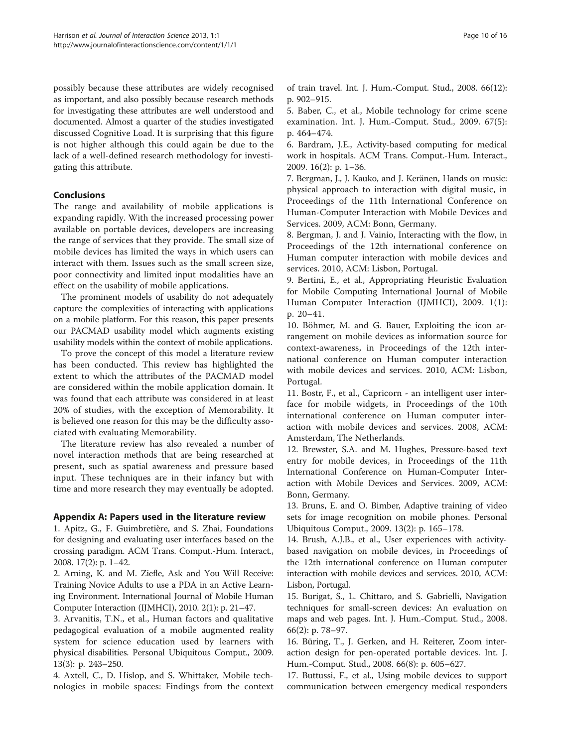possibly because these attributes are widely recognised as important, and also possibly because research methods for investigating these attributes are well understood and documented. Almost a quarter of the studies investigated discussed Cognitive Load. It is surprising that this figure is not higher although this could again be due to the lack of a well-defined research methodology for investigating this attribute.

## Conclusions

The range and availability of mobile applications is expanding rapidly. With the increased processing power available on portable devices, developers are increasing the range of services that they provide. The small size of mobile devices has limited the ways in which users can interact with them. Issues such as the small screen size, poor connectivity and limited input modalities have an effect on the usability of mobile applications.

The prominent models of usability do not adequately capture the complexities of interacting with applications on a mobile platform. For this reason, this paper presents our PACMAD usability model which augments existing usability models within the context of mobile applications.

To prove the concept of this model a literature review has been conducted. This review has highlighted the extent to which the attributes of the PACMAD model are considered within the mobile application domain. It was found that each attribute was considered in at least 20% of studies, with the exception of Memorability. It is believed one reason for this may be the difficulty associated with evaluating Memorability.

The literature review has also revealed a number of novel interaction methods that are being researched at present, such as spatial awareness and pressure based input. These techniques are in their infancy but with time and more research they may eventually be adopted.

## Appendix A: Papers used in the literature review

1. Apitz, G., F. Guimbretière, and S. Zhai, Foundations for designing and evaluating user interfaces based on the crossing paradigm. ACM Trans. Comput.-Hum. Interact., 2008. 17(2): p. 1–42.
2. Arning, K. and M. Ziefle, Ask and You Will Receive: Training Novice Adults to use a PDA in an Active Learning Environment. International Journal of Mobile Human Computer Interaction (IJMHCI), 2010. 2(1): p. 21–47.
3. Arvanitis, T.N., et al., Human factors and qualitative pedagogical evaluation of a mobile augmented reality system for science education used by learners with physical disabilities. Personal Ubiquitous Comput., 2009. 13(3): p. 243–250.
4. Axtell, C., D. Hislop, and S. Whittaker, Mobile technologies in mobile spaces: Findings from the context of train travel. Int. J. Hum.-Comput. Stud., 2008. 66(12): p. 902–915.
5. Baber, C., et al., Mobile technology for crime scene examination. Int. J. Hum.-Comput. Stud., 2009. 67(5): p. 464–474.
6. Bardram, J.E., Activity-based computing for medical work in hospitals. ACM Trans. Comput.-Hum. Interact., 2009. 16(2): p. 1–36.
7. Bergman, J., J. Kauko, and J. Keränen, Hands on music: physical approach to interaction with digital music, in Proceedings of the 11th International Conference on Human-Computer Interaction with Mobile Devices and Services. 2009, ACM: Bonn, Germany.
8. Bergman, J. and J. Vainio, Interacting with the flow, in Proceedings of the 12th international conference on Human computer interaction with mobile devices and services. 2010, ACM: Lisbon, Portugal.
9. Bertini, E., et al., Appropriating Heuristic Evaluation for Mobile Computing International Journal of Mobile Human Computer Interaction (IJMHCI), 2009. 1(1): p. 20–41.
10. Böhmer, M. and G. Bauer, Exploiting the icon arrangement on mobile devices as information source for context-awareness, in Proceedings of the 12th international conference on Human computer interaction with mobile devices and services. 2010, ACM: Lisbon, Portugal.
11. Bostr, F., et al., Capricorn - an intelligent user interface for mobile widgets, in Proceedings of the 10th international conference on Human computer interaction with mobile devices and services. 2008, ACM: Amsterdam, The Netherlands.
12. Brewster, S.A. and M. Hughes, Pressure-based text entry for mobile devices, in Proceedings of the 11th International Conference on Human-Computer Interaction with Mobile Devices and Services. 2009, ACM: Bonn, Germany.
13. Bruns, E. and O. Bimber, Adaptive training of video sets for image recognition on mobile phones. Personal Ubiquitous Comput., 2009. 13(2): p. 165–178.
14. Brush, A.J.B., et al., User experiences with activity-based navigation on mobile devices, in Proceedings of the 12th international conference on Human computer interaction with mobile devices and services. 2010, ACM: Lisbon, Portugal.
15. Burigat, S., L. Chittaro, and S. Gabrielli, Navigation techniques for small-screen devices: An evaluation on maps and web pages. Int. J. Hum.-Comput. Stud., 2008. 66(2): p. 78–97.
16. Büring, T., J. Gerken, and H. Reiterer, Zoom interaction design for pen-operated portable devices. Int. J. Hum.-Comput. Stud., 2008. 66(8): p. 605–627.
17. Buttussi, F., et al., Using mobile devices to support communication between emergency medical responders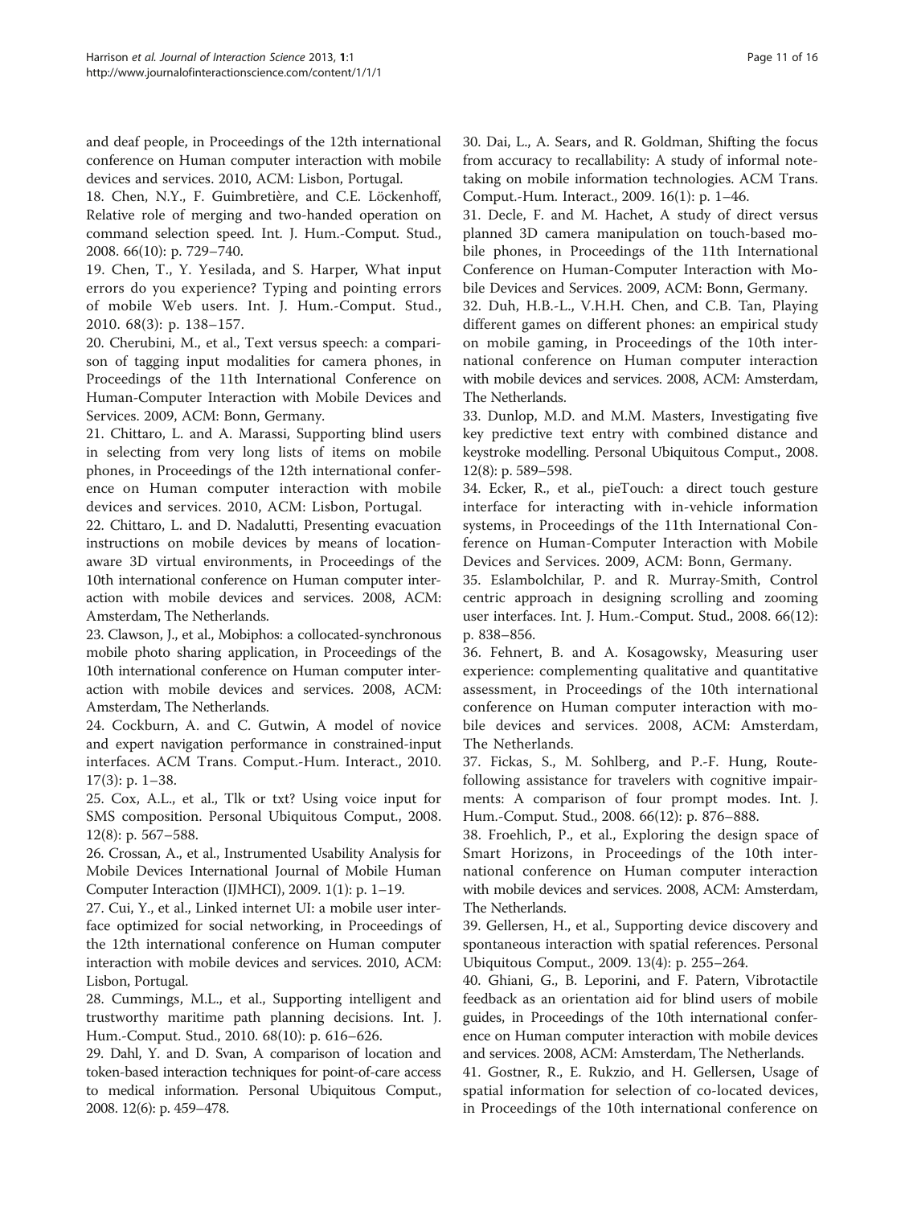and deaf people, in Proceedings of the 12th international conference on Human computer interaction with mobile devices and services. 2010, ACM: Lisbon, Portugal.

18. Chen, N.Y., F. Guimbretière, and C.E. Löckenhoff, Relative role of merging and two-handed operation on command selection speed. Int. J. Hum.-Comput. Stud., 2008. 66(10): p. 729–740.

19. Chen, T., Y. Yesilada, and S. Harper, What input errors do you experience? Typing and pointing errors of mobile Web users. Int. J. Hum.-Comput. Stud., 2010. 68(3): p. 138–157.

20. Cherubini, M., et al., Text versus speech: a comparison of tagging input modalities for camera phones, in Proceedings of the 11th International Conference on Human-Computer Interaction with Mobile Devices and Services. 2009, ACM: Bonn, Germany.

21. Chittaro, L. and A. Marassi, Supporting blind users in selecting from very long lists of items on mobile phones, in Proceedings of the 12th international conference on Human computer interaction with mobile devices and services. 2010, ACM: Lisbon, Portugal.

22. Chittaro, L. and D. Nadalutti, Presenting evacuation instructions on mobile devices by means of location-aware 3D virtual environments, in Proceedings of the 10th international conference on Human computer interaction with mobile devices and services. 2008, ACM: Amsterdam, The Netherlands.

23. Clawson, J., et al., Mobiphos: a collocated-synchronous mobile photo sharing application, in Proceedings of the 10th international conference on Human computer interaction with mobile devices and services. 2008, ACM: Amsterdam, The Netherlands.

24. Cockburn, A. and C. Gutwin, A model of novice and expert navigation performance in constrained-input interfaces. ACM Trans. Comput.-Hum. Interact., 2010. 17(3): p. 1–38.

25. Cox, A.L., et al., Tlk or txt? Using voice input for SMS composition. Personal Ubiquitous Comput., 2008. 12(8): p. 567–588.

26. Crossan, A., et al., Instrumented Usability Analysis for Mobile Devices International Journal of Mobile Human Computer Interaction (IJMHCI), 2009. 1(1): p. 1–19.

27. Cui, Y., et al., Linked internet UI: a mobile user interface optimized for social networking, in Proceedings of the 12th international conference on Human computer interaction with mobile devices and services. 2010, ACM: Lisbon, Portugal.

28. Cummings, M.L., et al., Supporting intelligent and trustworthy maritime path planning decisions. Int. J. Hum.-Comput. Stud., 2010. 68(10): p. 616–626.

29. Dahl, Y. and D. Svan, A comparison of location and token-based interaction techniques for point-of-care access to medical information. Personal Ubiquitous Comput., 2008. 12(6): p. 459–478.

30. Dai, L., A. Sears, and R. Goldman, Shifting the focus from accuracy to recallability: A study of informal note-taking on mobile information technologies. ACM Trans. Comput.-Hum. Interact., 2009. 16(1): p. 1–46.

31. Decle, F. and M. Hachet, A study of direct versus planned 3D camera manipulation on touch-based mobile phones, in Proceedings of the 11th International Conference on Human-Computer Interaction with Mobile Devices and Services. 2009, ACM: Bonn, Germany.

32. Duh, H.B.-L., V.H.H. Chen, and C.B. Tan, Playing different games on different phones: an empirical study on mobile gaming, in Proceedings of the 10th international conference on Human computer interaction with mobile devices and services. 2008, ACM: Amsterdam, The Netherlands.

33. Dunlop, M.D. and M.M. Masters, Investigating five key predictive text entry with combined distance and keystroke modelling. Personal Ubiquitous Comput., 2008. 12(8): p. 589–598.

34. Ecker, R., et al., pieTouch: a direct touch gesture interface for interacting with in-vehicle information systems, in Proceedings of the 11th International Conference on Human-Computer Interaction with Mobile Devices and Services. 2009, ACM: Bonn, Germany.

35. Eslambolchilar, P. and R. Murray-Smith, Control centric approach in designing scrolling and zooming user interfaces. Int. J. Hum.-Comput. Stud., 2008. 66(12): p. 838–856.

36. Fehnert, B. and A. Kosagowsky, Measuring user experience: complementing qualitative and quantitative assessment, in Proceedings of the 10th international conference on Human computer interaction with mobile devices and services. 2008, ACM: Amsterdam, The Netherlands.

37. Fickas, S., M. Sohlberg, and P.-F. Hung, Route-following assistance for travelers with cognitive impairments: A comparison of four prompt modes. Int. J. Hum.-Comput. Stud., 2008. 66(12): p. 876–888.

38. Froehlich, P., et al., Exploring the design space of Smart Horizons, in Proceedings of the 10th international conference on Human computer interaction with mobile devices and services. 2008, ACM: Amsterdam, The Netherlands.

39. Gellersen, H., et al., Supporting device discovery and spontaneous interaction with spatial references. Personal Ubiquitous Comput., 2009. 13(4): p. 255–264.

40. Ghiani, G., B. Leporini, and F. Patern, Vibrotactile feedback as an orientation aid for blind users of mobile guides, in Proceedings of the 10th international conference on Human computer interaction with mobile devices and services. 2008, ACM: Amsterdam, The Netherlands.

41. Gostner, R., E. Rukzio, and H. Gellersen, Usage of spatial information for selection of co-located devices, in Proceedings of the 10th international conference on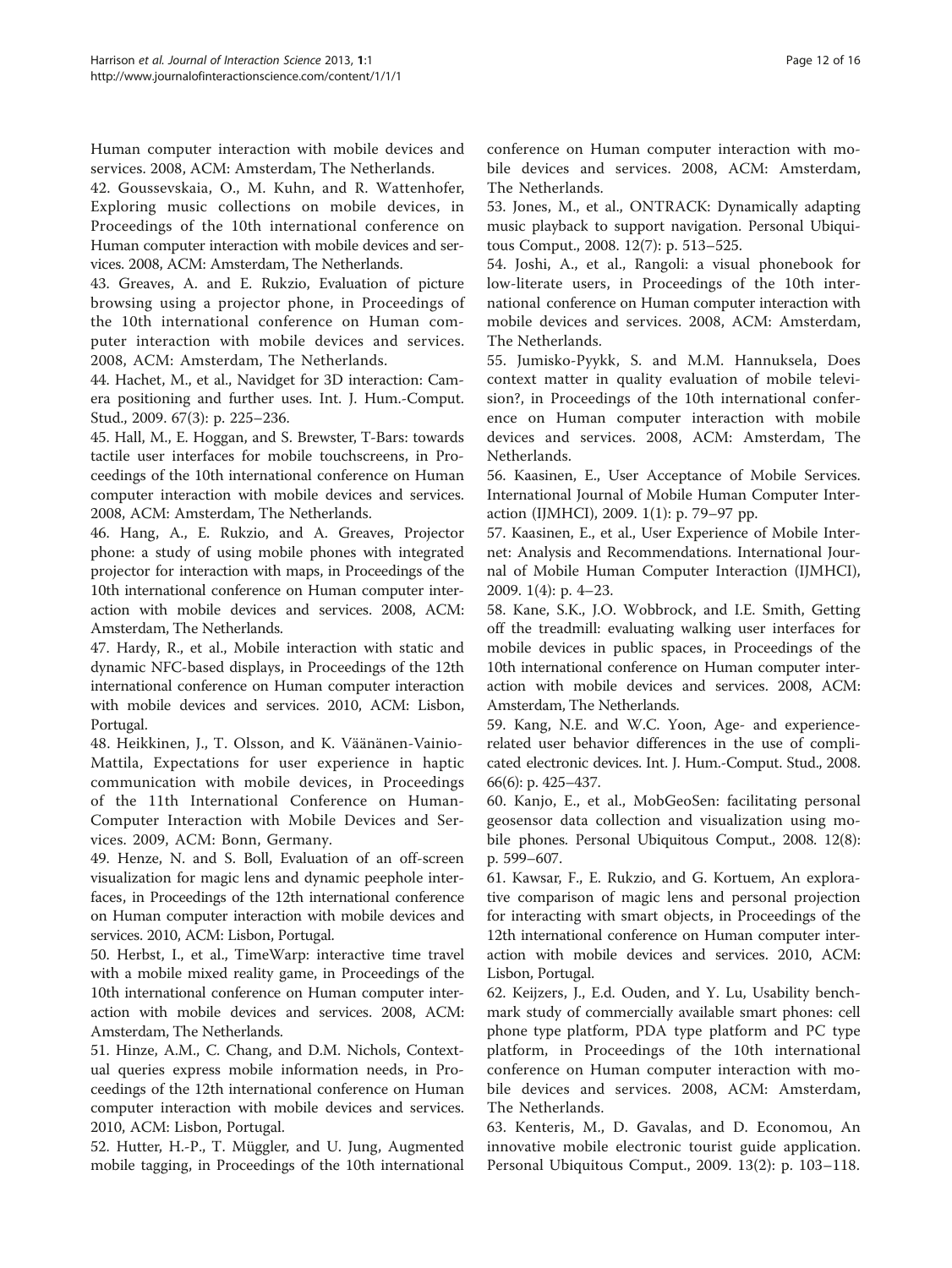Human computer interaction with mobile devices and services. 2008, ACM: Amsterdam, The Netherlands.

42. Goussevskaia, O., M. Kuhn, and R. Wattenhofer, Exploring music collections on mobile devices, in Proceedings of the 10th international conference on Human computer interaction with mobile devices and services. 2008, ACM: Amsterdam, The Netherlands.

43. Greaves, A. and E. Rukzio, Evaluation of picture browsing using a projector phone, in Proceedings of the 10th international conference on Human computer interaction with mobile devices and services. 2008, ACM: Amsterdam, The Netherlands.

44. Hachet, M., et al., Navidget for 3D interaction: Camera positioning and further uses. Int. J. Hum.-Comput. Stud., 2009. 67(3): p. 225–236.

45. Hall, M., E. Hoggan, and S. Brewster, T-Bars: towards tactile user interfaces for mobile touchscreens, in Proceedings of the 10th international conference on Human computer interaction with mobile devices and services. 2008, ACM: Amsterdam, The Netherlands.

46. Hang, A., E. Rukzio, and A. Greaves, Projector phone: a study of using mobile phones with integrated projector for interaction with maps, in Proceedings of the 10th international conference on Human computer interaction with mobile devices and services. 2008, ACM: Amsterdam, The Netherlands.

47. Hardy, R., et al., Mobile interaction with static and dynamic NFC-based displays, in Proceedings of the 12th international conference on Human computer interaction with mobile devices and services. 2010, ACM: Lisbon, Portugal.

48. Heikkinen, J., T. Olsson, and K. Väänänen-Vainio-Mattila, Expectations for user experience in haptic communication with mobile devices, in Proceedings of the 11th International Conference on Human-Computer Interaction with Mobile Devices and Services. 2009, ACM: Bonn, Germany.

49. Henze, N. and S. Boll, Evaluation of an off-screen visualization for magic lens and dynamic peephole interfaces, in Proceedings of the 12th international conference on Human computer interaction with mobile devices and services. 2010, ACM: Lisbon, Portugal.

50. Herbst, I., et al., TimeWarp: interactive time travel with a mobile mixed reality game, in Proceedings of the 10th international conference on Human computer interaction with mobile devices and services. 2008, ACM: Amsterdam, The Netherlands.

51. Hinze, A.M., C. Chang, and D.M. Nichols, Contextual queries express mobile information needs, in Proceedings of the 12th international conference on Human computer interaction with mobile devices and services. 2010, ACM: Lisbon, Portugal.

52. Hutter, H.-P., T. Müggler, and U. Jung, Augmented mobile tagging, in Proceedings of the 10th international conference on Human computer interaction with mobile devices and services. 2008, ACM: Amsterdam, The Netherlands.

53. Jones, M., et al., ONTRACK: Dynamically adapting music playback to support navigation. Personal Ubiquitous Comput., 2008. 12(7): p. 513–525.

54. Joshi, A., et al., Rangoli: a visual phonebook for low-literate users, in Proceedings of the 10th international conference on Human computer interaction with mobile devices and services. 2008, ACM: Amsterdam, The Netherlands.

55. Jumisko-Pyykk, S. and M.M. Hannuksela, Does context matter in quality evaluation of mobile television?, in Proceedings of the 10th international conference on Human computer interaction with mobile devices and services. 2008, ACM: Amsterdam, The Netherlands.

56. Kaasinen, E., User Acceptance of Mobile Services. International Journal of Mobile Human Computer Interaction (IJMHCI), 2009. 1(1): p. 79–97 pp.

57. Kaasinen, E., et al., User Experience of Mobile Internet: Analysis and Recommendations. International Journal of Mobile Human Computer Interaction (IJMHCI), 2009. 1(4): p. 4–23.

58. Kane, S.K., J.O. Wobbrock, and I.E. Smith, Getting off the treadmill: evaluating walking user interfaces for mobile devices in public spaces, in Proceedings of the 10th international conference on Human computer interaction with mobile devices and services. 2008, ACM: Amsterdam, The Netherlands.

59. Kang, N.E. and W.C. Yoon, Age- and experience-related user behavior differences in the use of complicated electronic devices. Int. J. Hum.-Comput. Stud., 2008. 66(6): p. 425–437.

60. Kanjo, E., et al., MobGeoSen: facilitating personal geosensor data collection and visualization using mobile phones. Personal Ubiquitous Comput., 2008. 12(8): p. 599–607.

61. Kawsar, F., E. Rukzio, and G. Kortuem, An explorative comparison of magic lens and personal projection for interacting with smart objects, in Proceedings of the 12th international conference on Human computer interaction with mobile devices and services. 2010, ACM: Lisbon, Portugal.

62. Keijzers, J., E.d. Ouden, and Y. Lu, Usability benchmark study of commercially available smart phones: cell phone type platform, PDA type platform and PC type platform, in Proceedings of the 10th international conference on Human computer interaction with mobile devices and services. 2008, ACM: Amsterdam, The Netherlands.

63. Kenteris, M., D. Gavalas, and D. Economou, An innovative mobile electronic tourist guide application. Personal Ubiquitous Comput., 2009. 13(2): p. 103–118.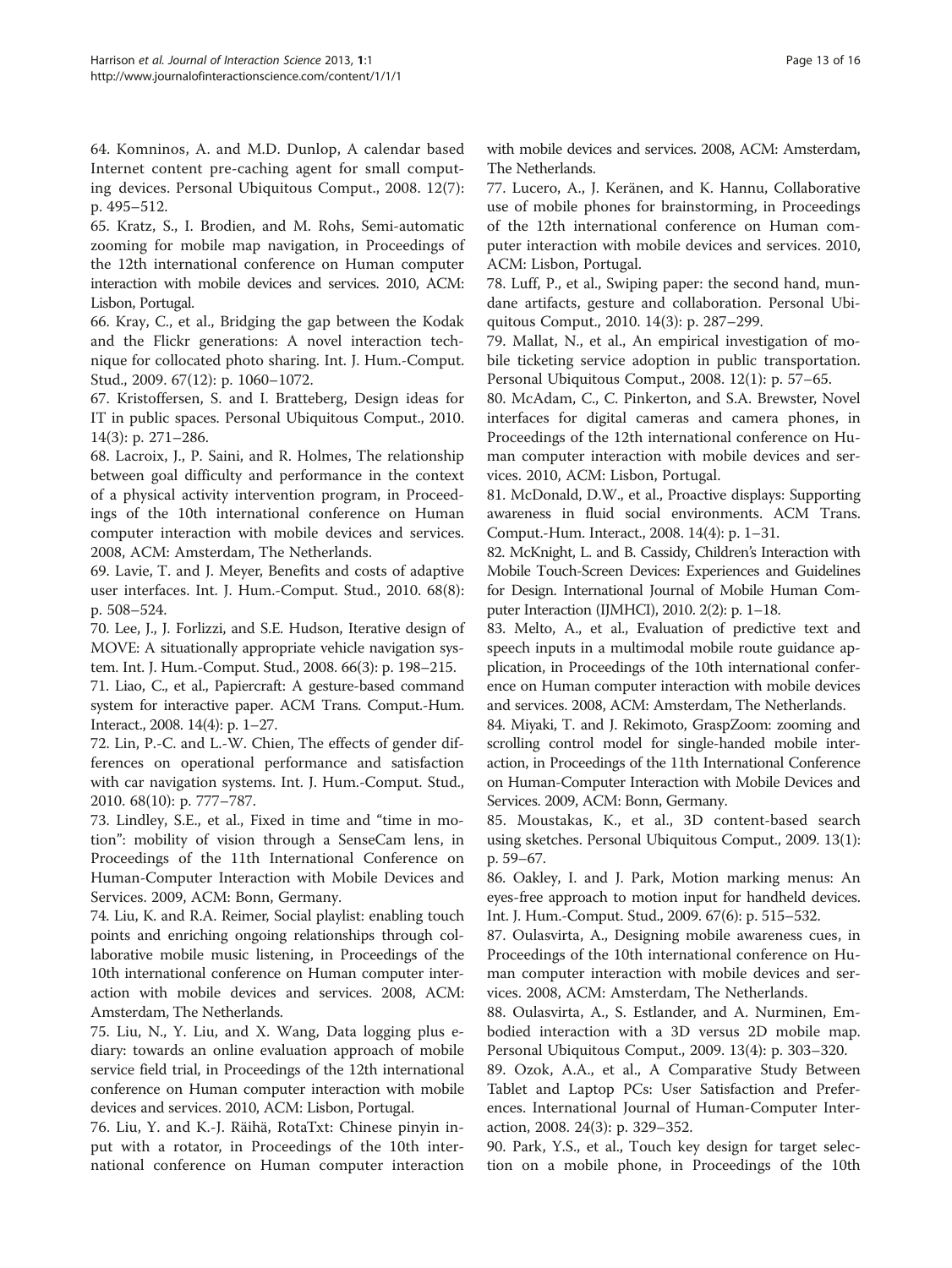64. Komninos, A. and M.D. Dunlop, A calendar based Internet content pre-caching agent for small computing devices. Personal Ubiquitous Comput., 2008. 12(7): p. 495–512.

65. Kratz, S., I. Brodien, and M. Rohs, Semi-automatic zooming for mobile map navigation, in Proceedings of the 12th international conference on Human computer interaction with mobile devices and services. 2010, ACM: Lisbon, Portugal.

66. Kray, C., et al., Bridging the gap between the Kodak and the Flickr generations: A novel interaction technique for collocated photo sharing. Int. J. Hum.-Comput. Stud., 2009. 67(12): p. 1060–1072.

67. Kristoffersen, S. and I. Bratteberg, Design ideas for IT in public spaces. Personal Ubiquitous Comput., 2010. 14(3): p. 271–286.

68. Lacroix, J., P. Saini, and R. Holmes, The relationship between goal difficulty and performance in the context of a physical activity intervention program, in Proceedings of the 10th international conference on Human computer interaction with mobile devices and services. 2008, ACM: Amsterdam, The Netherlands.

69. Lavie, T. and J. Meyer, Benefits and costs of adaptive user interfaces. Int. J. Hum.-Comput. Stud., 2010. 68(8): p. 508–524.

70. Lee, J., J. Forlizzi, and S.E. Hudson, Iterative design of MOVE: A situationally appropriate vehicle navigation system. Int. J. Hum.-Comput. Stud., 2008. 66(3): p. 198–215.

71. Liao, C., et al., Papiercraft: A gesture-based command system for interactive paper. ACM Trans. Comput.-Hum. Interact., 2008. 14(4): p. 1–27.

72. Lin, P.-C. and L.-W. Chien, The effects of gender differences on operational performance and satisfaction with car navigation systems. Int. J. Hum.-Comput. Stud., 2010. 68(10): p. 777–787.

73. Lindley, S.E., et al., Fixed in time and "time in motion": mobility of vision through a SenseCam lens, in Proceedings of the 11th International Conference on Human-Computer Interaction with Mobile Devices and Services. 2009, ACM: Bonn, Germany.

74. Liu, K. and R.A. Reimer, Social playlist: enabling touch points and enriching ongoing relationships through collaborative mobile music listening, in Proceedings of the 10th international conference on Human computer interaction with mobile devices and services. 2008, ACM: Amsterdam, The Netherlands.

75. Liu, N., Y. Liu, and X. Wang, Data logging plus e-diary: towards an online evaluation approach of mobile service field trial, in Proceedings of the 12th international conference on Human computer interaction with mobile devices and services. 2010, ACM: Lisbon, Portugal.

76. Liu, Y. and K.-J. Räihä, RotaTxt: Chinese pinyin input with a rotator, in Proceedings of the 10th international conference on Human computer interaction with mobile devices and services. 2008, ACM: Amsterdam, The Netherlands.

77. Lucero, A., J. Keränen, and K. Hannu, Collaborative use of mobile phones for brainstorming, in Proceedings of the 12th international conference on Human computer interaction with mobile devices and services. 2010, ACM: Lisbon, Portugal.

78. Luff, P., et al., Swiping paper: the second hand, mundane artifacts, gesture and collaboration. Personal Ubiquitous Comput., 2010. 14(3): p. 287–299.

79. Mallat, N., et al., An empirical investigation of mobile ticketing service adoption in public transportation. Personal Ubiquitous Comput., 2008. 12(1): p. 57–65.

80. McAdam, C., C. Pinkerton, and S.A. Brewster, Novel interfaces for digital cameras and camera phones, in Proceedings of the 12th international conference on Human computer interaction with mobile devices and services. 2010, ACM: Lisbon, Portugal.

81. McDonald, D.W., et al., Proactive displays: Supporting awareness in fluid social environments. ACM Trans. Comput.-Hum. Interact., 2008. 14(4): p. 1–31.

82. McKnight, L. and B. Cassidy, Children's Interaction with Mobile Touch-Screen Devices: Experiences and Guidelines for Design. International Journal of Mobile Human Computer Interaction (IJMHCI), 2010. 2(2): p. 1–18.

83. Melto, A., et al., Evaluation of predictive text and speech inputs in a multimodal mobile route guidance application, in Proceedings of the 10th international conference on Human computer interaction with mobile devices and services. 2008, ACM: Amsterdam, The Netherlands.

84. Miyaki, T. and J. Rekimoto, GraspZoom: zooming and scrolling control model for single-handed mobile interaction, in Proceedings of the 11th International Conference on Human-Computer Interaction with Mobile Devices and Services. 2009, ACM: Bonn, Germany.

85. Moustakas, K., et al., 3D content-based search using sketches. Personal Ubiquitous Comput., 2009. 13(1): p. 59–67.

86. Oakley, I. and J. Park, Motion marking menus: An eyes-free approach to motion input for handheld devices. Int. J. Hum.-Comput. Stud., 2009. 67(6): p. 515–532.

87. Oulasvirta, A., Designing mobile awareness cues, in Proceedings of the 10th international conference on Human computer interaction with mobile devices and services. 2008, ACM: Amsterdam, The Netherlands.

88. Oulasvirta, A., S. Estlander, and A. Nurminen, Embodied interaction with a 3D versus 2D mobile map. Personal Ubiquitous Comput., 2009. 13(4): p. 303–320.

89. Ozok, A.A., et al., A Comparative Study Between Tablet and Laptop PCs: User Satisfaction and Preferences. International Journal of Human-Computer Interaction, 2008. 24(3): p. 329–352.

90. Park, Y.S., et al., Touch key design for target selection on a mobile phone, in Proceedings of the 10th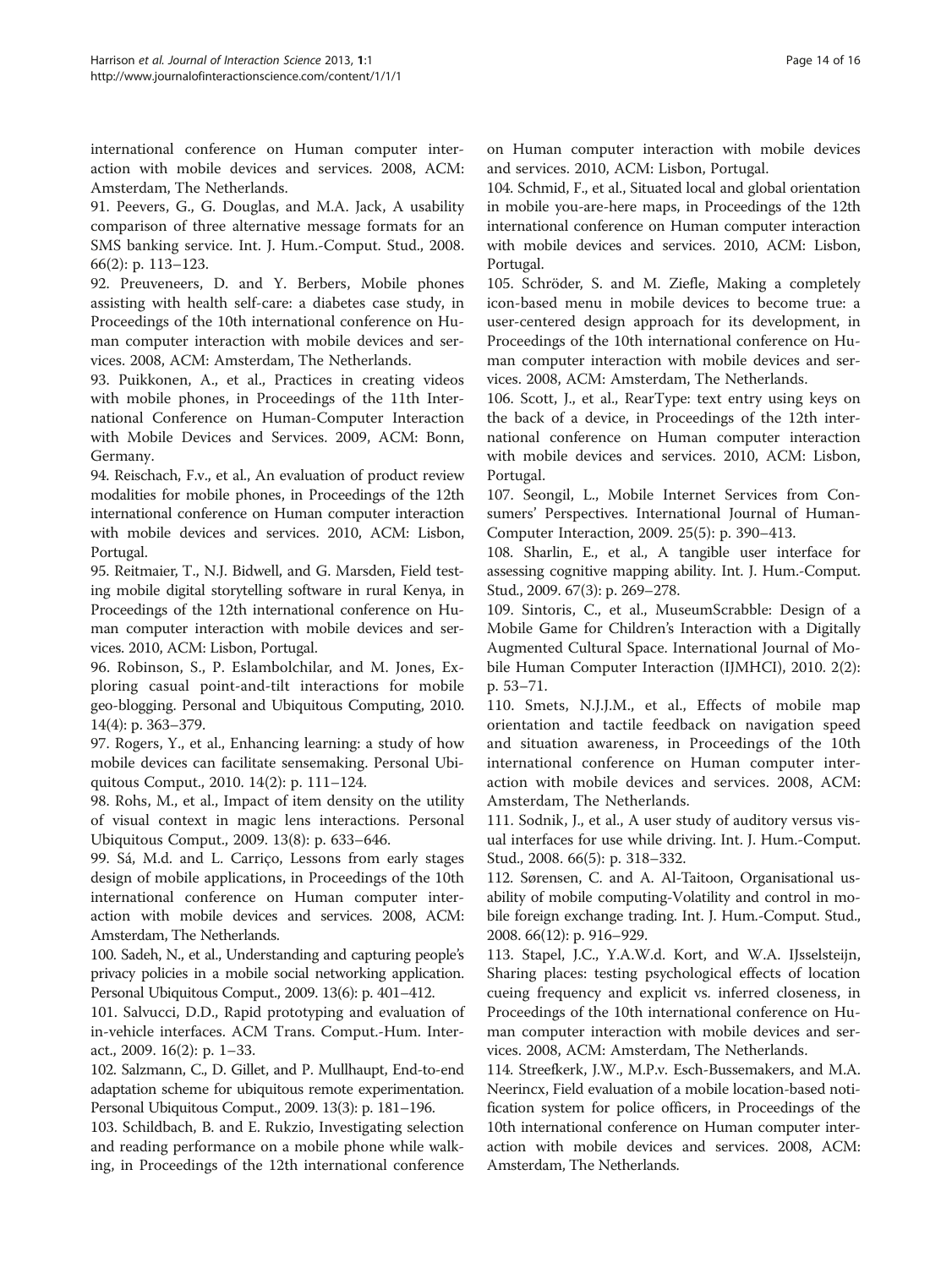international conference on Human computer interaction with mobile devices and services. 2008, ACM: Amsterdam, The Netherlands.

91. Peevers, G., G. Douglas, and M.A. Jack, A usability comparison of three alternative message formats for an SMS banking service. Int. J. Hum.-Comput. Stud., 2008. 66(2): p. 113–123.

92. Preuveneers, D. and Y. Berbers, Mobile phones assisting with health self-care: a diabetes case study, in Proceedings of the 10th international conference on Human computer interaction with mobile devices and services. 2008, ACM: Amsterdam, The Netherlands.

93. Puikkonen, A., et al., Practices in creating videos with mobile phones, in Proceedings of the 11th International Conference on Human-Computer Interaction with Mobile Devices and Services. 2009, ACM: Bonn, Germany.

94. Reischach, F.v., et al., An evaluation of product review modalities for mobile phones, in Proceedings of the 12th international conference on Human computer interaction with mobile devices and services. 2010, ACM: Lisbon, Portugal.

95. Reitmaier, T., N.J. Bidwell, and G. Marsden, Field testing mobile digital storytelling software in rural Kenya, in Proceedings of the 12th international conference on Human computer interaction with mobile devices and services. 2010, ACM: Lisbon, Portugal.

96. Robinson, S., P. Eslambolchilar, and M. Jones, Exploring casual point-and-tilt interactions for mobile geo-blogging. Personal and Ubiquitous Computing, 2010. 14(4): p. 363–379.

97. Rogers, Y., et al., Enhancing learning: a study of how mobile devices can facilitate sensemaking. Personal Ubiquitous Comput., 2010. 14(2): p. 111–124.

98. Rohs, M., et al., Impact of item density on the utility of visual context in magic lens interactions. Personal Ubiquitous Comput., 2009. 13(8): p. 633–646.

99. Sá, M.d. and L. Carriço, Lessons from early stages design of mobile applications, in Proceedings of the 10th international conference on Human computer interaction with mobile devices and services. 2008, ACM: Amsterdam, The Netherlands.

100. Sadeh, N., et al., Understanding and capturing people's privacy policies in a mobile social networking application. Personal Ubiquitous Comput., 2009. 13(6): p. 401–412.

101. Salvucci, D.D., Rapid prototyping and evaluation of in-vehicle interfaces. ACM Trans. Comput.-Hum. Interact., 2009. 16(2): p. 1–33.

102. Salzmann, C., D. Gillet, and P. Mullhaupt, End-to-end adaptation scheme for ubiquitous remote experimentation. Personal Ubiquitous Comput., 2009. 13(3): p. 181–196.

103. Schildbach, B. and E. Rukzio, Investigating selection and reading performance on a mobile phone while walking, in Proceedings of the 12th international conference on Human computer interaction with mobile devices and services. 2010, ACM: Lisbon, Portugal.

104. Schmid, F., et al., Situated local and global orientation in mobile you-are-here maps, in Proceedings of the 12th international conference on Human computer interaction with mobile devices and services. 2010, ACM: Lisbon, Portugal.

105. Schröder, S. and M. Ziefle, Making a completely icon-based menu in mobile devices to become true: a user-centered design approach for its development, in Proceedings of the 10th international conference on Human computer interaction with mobile devices and services. 2008, ACM: Amsterdam, The Netherlands.

106. Scott, J., et al., RearType: text entry using keys on the back of a device, in Proceedings of the 12th international conference on Human computer interaction with mobile devices and services. 2010, ACM: Lisbon, Portugal.

107. Seongil, L., Mobile Internet Services from Consumers' Perspectives. International Journal of Human-Computer Interaction, 2009. 25(5): p. 390–413.

108. Sharlin, E., et al., A tangible user interface for assessing cognitive mapping ability. Int. J. Hum.-Comput. Stud., 2009. 67(3): p. 269–278.

109. Sintoris, C., et al., MuseumScrabble: Design of a Mobile Game for Children's Interaction with a Digitally Augmented Cultural Space. International Journal of Mobile Human Computer Interaction (IJMHCI), 2010. 2(2): p. 53–71.

110. Smets, N.J.J.M., et al., Effects of mobile map orientation and tactile feedback on navigation speed and situation awareness, in Proceedings of the 10th international conference on Human computer interaction with mobile devices and services. 2008, ACM: Amsterdam, The Netherlands.

111. Sodnik, J., et al., A user study of auditory versus visual interfaces for use while driving. Int. J. Hum.-Comput. Stud., 2008. 66(5): p. 318–332.

112. Sørensen, C. and A. Al-Taitoon, Organisational usability of mobile computing-Volatility and control in mobile foreign exchange trading. Int. J. Hum.-Comput. Stud., 2008. 66(12): p. 916–929.

113. Stapel, J.C., Y.A.W.d. Kort, and W.A. IJsselsteijn, Sharing places: testing psychological effects of location cueing frequency and explicit vs. inferred closeness, in Proceedings of the 10th international conference on Human computer interaction with mobile devices and services. 2008, ACM: Amsterdam, The Netherlands.

114. Streefkerk, J.W., M.P.v. Esch-Bussemakers, and M.A. Neerincx, Field evaluation of a mobile location-based notification system for police officers, in Proceedings of the 10th international conference on Human computer interaction with mobile devices and services. 2008, ACM: Amsterdam, The Netherlands.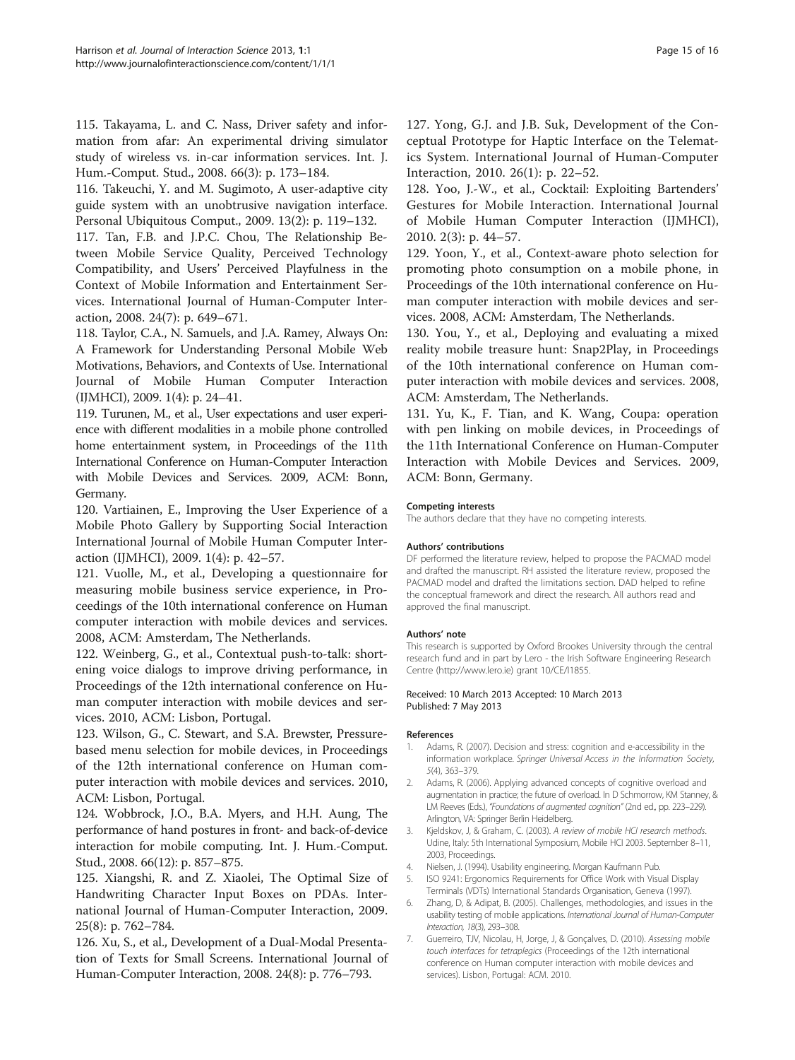115. Takayama, L. and C. Nass, Driver safety and information from afar: An experimental driving simulator study of wireless vs. in-car information services. Int. J. Hum.-Comput. Stud., 2008. 66(3): p. 173–184.

116. Takeuchi, Y. and M. Sugimoto, A user-adaptive city guide system with an unobtrusive navigation interface. Personal Ubiquitous Comput., 2009. 13(2): p. 119–132.

117. Tan, F.B. and J.P.C. Chou, The Relationship Between Mobile Service Quality, Perceived Technology Compatibility, and Users' Perceived Playfulness in the Context of Mobile Information and Entertainment Services. International Journal of Human-Computer Interaction, 2008. 24(7): p. 649–671.

118. Taylor, C.A., N. Samuels, and J.A. Ramey, Always On: A Framework for Understanding Personal Mobile Web Motivations, Behaviors, and Contexts of Use. International Journal of Mobile Human Computer Interaction (IJMHCI), 2009. 1(4): p. 24–41.

119. Turunen, M., et al., User expectations and user experience with different modalities in a mobile phone controlled home entertainment system, in Proceedings of the 11th International Conference on Human-Computer Interaction with Mobile Devices and Services. 2009, ACM: Bonn, Germany.

120. Vartiainen, E., Improving the User Experience of a Mobile Photo Gallery by Supporting Social Interaction International Journal of Mobile Human Computer Interaction (IJMHCI), 2009. 1(4): p. 42–57.

121. Vuolle, M., et al., Developing a questionnaire for measuring mobile business service experience, in Proceedings of the 10th international conference on Human computer interaction with mobile devices and services. 2008, ACM: Amsterdam, The Netherlands.

122. Weinberg, G., et al., Contextual push-to-talk: shortening voice dialogs to improve driving performance, in Proceedings of the 12th international conference on Human computer interaction with mobile devices and services. 2010, ACM: Lisbon, Portugal.

123. Wilson, G., C. Stewart, and S.A. Brewster, Pressure-based menu selection for mobile devices, in Proceedings of the 12th international conference on Human computer interaction with mobile devices and services. 2010, ACM: Lisbon, Portugal.

124. Wobbrock, J.O., B.A. Myers, and H.H. Aung, The performance of hand postures in front- and back-of-device interaction for mobile computing. Int. J. Hum.-Comput. Stud., 2008. 66(12): p. 857–875.

125. Xiangshi, R. and Z. Xiaolei, The Optimal Size of Handwriting Character Input Boxes on PDAs. International Journal of Human-Computer Interaction, 2009. 25(8): p. 762–784.

126. Xu, S., et al., Development of a Dual-Modal Presentation of Texts for Small Screens. International Journal of Human-Computer Interaction, 2008. 24(8): p. 776–793.

127. Yong, G.J. and J.B. Suk, Development of the Conceptual Prototype for Haptic Interface on the Telematics System. International Journal of Human-Computer Interaction, 2010. 26(1): p. 22–52.

128. Yoo, J.-W., et al., Cocktail: Exploiting Bartenders' Gestures for Mobile Interaction. International Journal of Mobile Human Computer Interaction (IJMHCI), 2010. 2(3): p. 44–57.

129. Yoon, Y., et al., Context-aware photo selection for promoting photo consumption on a mobile phone, in Proceedings of the 10th international conference on Human computer interaction with mobile devices and services. 2008, ACM: Amsterdam, The Netherlands.

130. You, Y., et al., Deploying and evaluating a mixed reality mobile treasure hunt: Snap2Play, in Proceedings of the 10th international conference on Human computer interaction with mobile devices and services. 2008, ACM: Amsterdam, The Netherlands.

131. Yu, K., F. Tian, and K. Wang, Coupa: operation with pen linking on mobile devices, in Proceedings of the 11th International Conference on Human-Computer Interaction with Mobile Devices and Services. 2009, ACM: Bonn, Germany.

#### Competing interests

The authors declare that they have no competing interests.

#### Authors' contributions

DF performed the literature review, helped to propose the PACMAD model and drafted the manuscript. RH assisted the literature review, proposed the PACMAD model and drafted the limitations section. DAD helped to refine the conceptual framework and direct the research. All authors read and approved the final manuscript.

#### Authors' note

This research is supported by Oxford Brookes University through the central research fund and in part by Lero - the Irish Software Engineering Research Centre (http://www.lero.ie) grant 10/CE/I1855.

Received: 10 March 2013 Accepted: 10 March 2013
Published: 7 May 2013

#### References

1. Adams, R. (2007). Decision and stress: cognition and e-accessibility in the information workplace. *Springer Universal Access in the Information Society, 5*(4), 363–379.
2. Adams, R. (2006). Applying advanced concepts of cognitive overload and augmentation in practice; the future of overload. In D Schmorrow, KM Stanney, & LM Reeves (Eds.), *"Foundations of augmented cognition"* (2nd ed., pp. 223–229). Arlington, VA: Springer Berlin Heidelberg.
3. Kjeldskov, J, & Graham, C. (2003). *A review of mobile HCI research methods*. Udine, Italy: 5th International Symposium, Mobile HCI 2003. September 8–11, 2003, Proceedings.
4. Nielsen, J. (1994). Usability engineering. Morgan Kaufmann Pub.
5. ISO 9241: Ergonomics Requirements for Office Work with Visual Display Terminals (VDTs) International Standards Organisation, Geneva (1997).
6. Zhang, D, & Adipat, B. (2005). Challenges, methodologies, and issues in the usability testing of mobile applications. *International Journal of Human-Computer Interaction, 18*(3), 293–308.
7. Guerreiro, TJV, Nicolau, H, Jorge, J, & Gonçalves, D. (2010). *Assessing mobile touch interfaces for tetraplegics* (Proceedings of the 12th international conference on Human computer interaction with mobile devices and services). Lisbon, Portugal: ACM. 2010.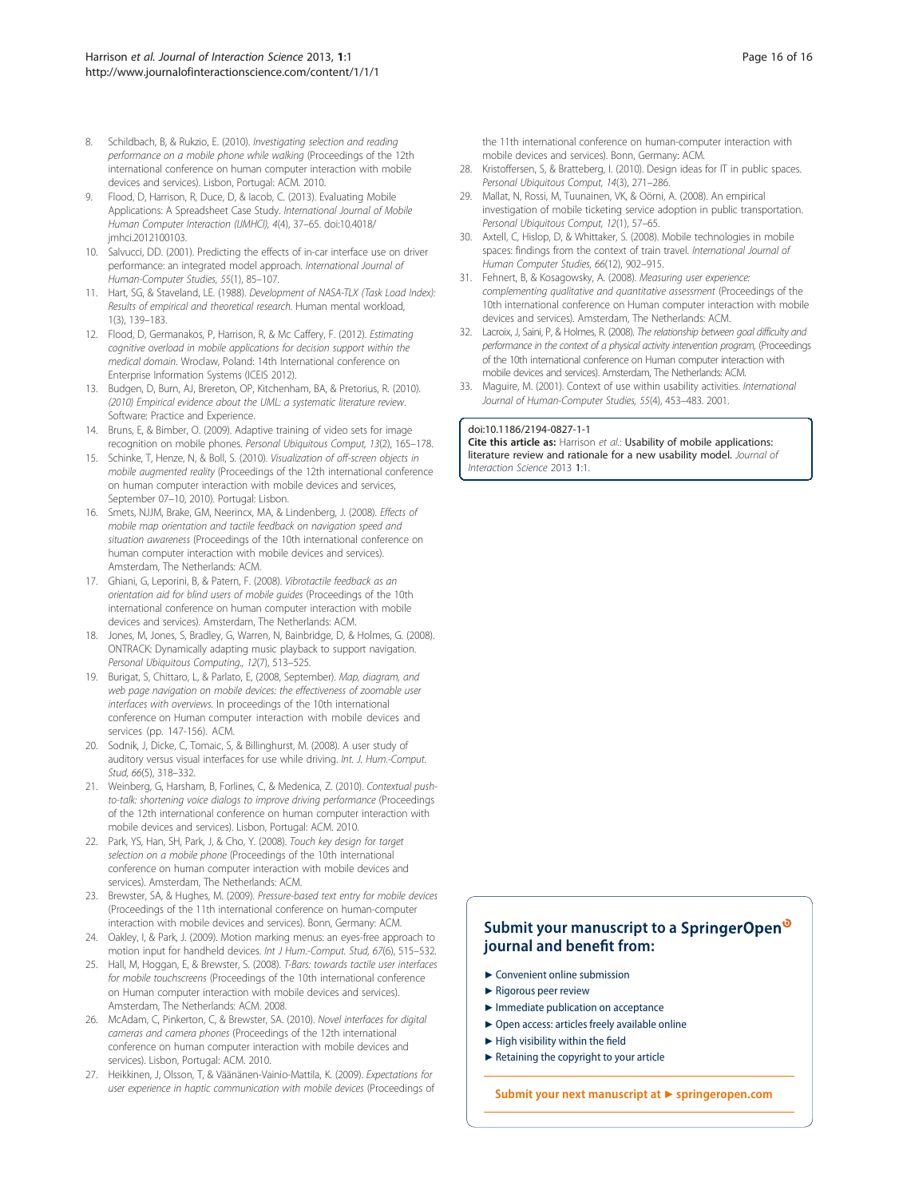8. Schildbach, B, & Rukzio, E. (2010). *Investigating selection and reading performance on a mobile phone while walking* (Proceedings of the 12th international conference on human computer interaction with mobile devices and services). Lisbon, Portugal: ACM. 2010.
9. Flood, D, Harrison, R, Duce, D, & Iacob, C. (2013). Evaluating Mobile Applications: A Spreadsheet Case Study. *International Journal of Mobile Human Computer Interaction (IJMHCI), 4*(4), 37–65. doi:10.4018/jmhci.2012100103.
10. Salvucci, DD. (2001). Predicting the effects of in-car interface use on driver performance: an integrated model approach. *International Journal of Human-Computer Studies, 55*(1), 85–107.
11. Hart, SG, & Staveland, LE. (1988). *Development of NASA-TLX (Task Load Index): Results of empirical and theoretical research.* Human mental workload, 1(3), 139–183.
12. Flood, D, Germanakos, P, Harrison, R, & Mc Caffery, F. (2012). *Estimating cognitive overload in mobile applications for decision support within the medical domain*. Wroclaw, Poland: 14th International conference on Enterprise Information Systems (ICEIS 2012).
13. Budgen, D, Burn, AJ, Brereton, OP, Kitchenham, BA, & Pretorius, R. (2010). *(2010) Empirical evidence about the UML: a systematic literature review*. Software: Practice and Experience.
14. Bruns, E, & Bimber, O. (2009). Adaptive training of video sets for image recognition on mobile phones. *Personal Ubiquitous Comput, 13*(2), 165–178.
15. Schinke, T, Henze, N, & Boll, S. (2010). *Visualization of off-screen objects in mobile augmented reality* (Proceedings of the 12th international conference on human computer interaction with mobile devices and services, September 07–10, 2010). Portugal: Lisbon.
16. Smets, NJJM, Brake, GM, Neerincx, MA, & Lindenberg, J. (2008). *Effects of mobile map orientation and tactile feedback on navigation speed and situation awareness* (Proceedings of the 10th international conference on human computer interaction with mobile devices and services). Amsterdam, The Netherlands: ACM.
17. Ghiani, G, Leporini, B, & Patern, F. (2008). *Vibrotactile feedback as an orientation aid for blind users of mobile guides* (Proceedings of the 10th international conference on human computer interaction with mobile devices and services). Amsterdam, The Netherlands: ACM.
18. Jones, M, Jones, S, Bradley, G, Warren, N, Bainbridge, D, & Holmes, G. (2008). ONTRACK: Dynamically adapting music playback to support navigation. *Personal Ubiquitous Computing., 12*(7), 513–525.
19. Burigat, S, Chittaro, L, & Parlato, E, (2008, September). *Map, diagram, and web page navigation on mobile devices: the effectiveness of zoomable user interfaces with overviews.* In proceedings of the 10th international conference on Human computer interaction with mobile devices and services (pp. 147-156). ACM.
20. Sodnik, J, Dicke, C, Tomaic, S, & Billinghurst, M. (2008). A user study of auditory versus visual interfaces for use while driving. *Int. J. Hum.-Comput. Stud, 66*(5), 318–332.
21. Weinberg, G, Harsham, B, Forlines, C, & Medenica, Z. (2010). *Contextual push-to-talk: shortening voice dialogs to improve driving performance* (Proceedings of the 12th international conference on human computer interaction with mobile devices and services). Lisbon, Portugal: ACM. 2010.
22. Park, YS, Han, SH, Park, J, & Cho, Y. (2008). *Touch key design for target selection on a mobile phone* (Proceedings of the 10th international conference on human computer interaction with mobile devices and services). Amsterdam, The Netherlands: ACM.
23. Brewster, SA, & Hughes, M. (2009). *Pressure-based text entry for mobile devices* (Proceedings of the 11th international conference on human-computer interaction with mobile devices and services). Bonn, Germany: ACM.
24. Oakley, I, & Park, J. (2009). Motion marking menus: an eyes-free approach to motion input for handheld devices. *Int J Hum.-Comput. Stud, 67*(6), 515–532.
25. Hall, M, Hoggan, E, & Brewster, S. (2008). *T-Bars: towards tactile user interfaces for mobile touchscreens* (Proceedings of the 10th international conference on Human computer interaction with mobile devices and services). Amsterdam, The Netherlands: ACM. 2008.
26. McAdam, C, Pinkerton, C, & Brewster, SA. (2010). *Novel interfaces for digital cameras and camera phones* (Proceedings of the 12th international conference on human computer interaction with mobile devices and services). Lisbon, Portugal: ACM. 2010.
27. Heikkinen, J, Olsson, T, & Väänänen-Vainio-Mattila, K. (2009). *Expectations for user experience in haptic communication with mobile devices* (Proceedings of the 11th international conference on human-computer interaction with mobile devices and services). Bonn, Germany: ACM.
28. Kristoffersen, S, & Bratteberg, I. (2010). Design ideas for IT in public spaces. *Personal Ubiquitous Comput, 14*(3), 271–286.
29. Mallat, N, Rossi, M, Tuunainen, VK, & Oörni, A. (2008). An empirical investigation of mobile ticketing service adoption in public transportation. *Personal Ubiquitous Comput, 12*(1), 57–65.
30. Axtell, C, Hislop, D, & Whittaker, S. (2008). Mobile technologies in mobile spaces: findings from the context of train travel. *International Journal of Human Computer Studies, 66*(12), 902–915.
31. Fehnert, B, & Kosagowsky, A. (2008). *Measuring user experience: complementing qualitative and quantitative assessment* (Proceedings of the 10th international conference on Human computer interaction with mobile devices and services). Amsterdam, The Netherlands: ACM.
32. Lacroix, J, Saini, P, & Holmes, R. (2008). *The relationship between goal difficulty and performance in the context of a physical activity intervention program*, (Proceedings of the 10th international conference on Human computer interaction with mobile devices and services). Amsterdam, The Netherlands: ACM.
33. Maguire, M. (2001). Context of use within usability activities. *International Journal of Human-Computer Studies, 55*(4), 453–483. 2001.

doi:10.1186/2194-0827-1-1
**Cite this article as:** Harrison *et al.*: **Usability of mobile applications: literature review and rationale for a new usability model.** *Journal of Interaction Science* 2013 **1**:1.

**Submit your manuscript to a SpringerOpen journal and benefit from:**

- ► Convenient online submission
- ► Rigorous peer review
- ► Immediate publication on acceptance
- ► Open access: articles freely available online
- ► High visibility within the field
- ► Retaining the copyright to your article

**Submit your next manuscript at ► springeropen.com**